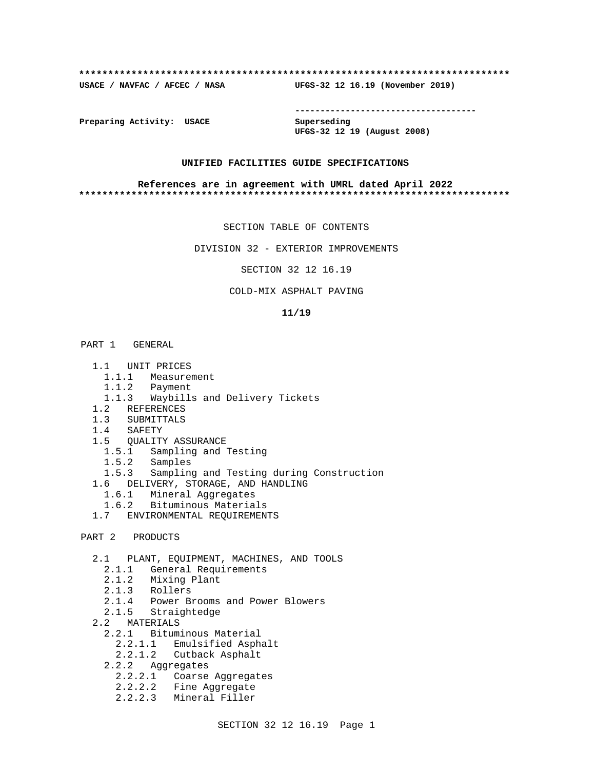**************************************************************************

**USACE / NAVFAC / AFCEC / NASA** **UFGS-32 12 16.19 (November 2019)**

-----------------------------------

**Preparing Activity: USACE** **Superseding**
**UFGS-32 12 19 (August 2008)**

**UNIFIED FACILITIES GUIDE SPECIFICATIONS**

**References are in agreement with UMRL dated April 2022**

**************************************************************************

SECTION TABLE OF CONTENTS

DIVISION 32 - EXTERIOR IMPROVEMENTS

SECTION 32 12 16.19

COLD-MIX ASPHALT PAVING

**11/19**

PART 1 GENERAL

- 1.1 UNIT PRICES
  - 1.1.1 Measurement
  - 1.1.2 Payment
  - 1.1.3 Waybills and Delivery Tickets
- 1.2 REFERENCES
- 1.3 SUBMITTALS
- 1.4 SAFETY
- 1.5 QUALITY ASSURANCE
  - 1.5.1 Sampling and Testing
  - 1.5.2 Samples
  - 1.5.3 Sampling and Testing during Construction
- 1.6 DELIVERY, STORAGE, AND HANDLING
  - 1.6.1 Mineral Aggregates
  - 1.6.2 Bituminous Materials
- 1.7 ENVIRONMENTAL REQUIREMENTS

PART 2 PRODUCTS

- 2.1 PLANT, EQUIPMENT, MACHINES, AND TOOLS
  - 2.1.1 General Requirements
  - 2.1.2 Mixing Plant
  - 2.1.3 Rollers
  - 2.1.4 Power Brooms and Power Blowers
  - 2.1.5 Straightedge
- 2.2 MATERIALS
  - 2.2.1 Bituminous Material
    - 2.2.1.1 Emulsified Asphalt
    - 2.2.1.2 Cutback Asphalt
  - 2.2.2 Aggregates
    - 2.2.2.1 Coarse Aggregates
    - 2.2.2.2 Fine Aggregate
    - 2.2.2.3 Mineral Filler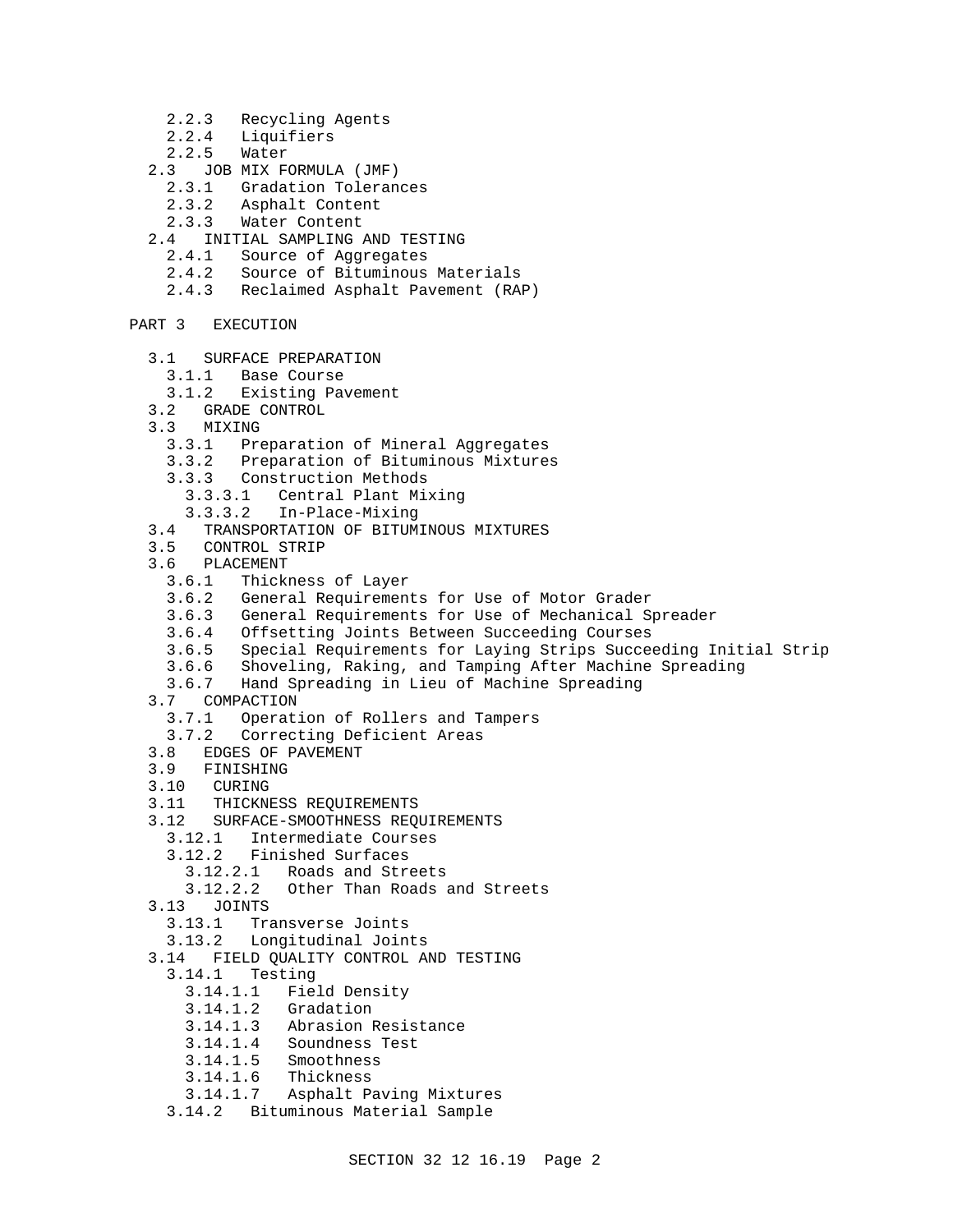- 2.2.3 Recycling Agents
- 2.2.4 Liquifiers
- 2.2.5 Water
- 2.3 JOB MIX FORMULA (JMF)
  - 2.3.1 Gradation Tolerances
  - 2.3.2 Asphalt Content
  - 2.3.3 Water Content
- 2.4 INITIAL SAMPLING AND TESTING
  - 2.4.1 Source of Aggregates
  - 2.4.2 Source of Bituminous Materials
  - 2.4.3 Reclaimed Asphalt Pavement (RAP)

PART 3 EXECUTION

- 3.1 SURFACE PREPARATION
  - 3.1.1 Base Course
  - 3.1.2 Existing Pavement
- 3.2 GRADE CONTROL
- 3.3 MIXING
  - 3.3.1 Preparation of Mineral Aggregates
  - 3.3.2 Preparation of Bituminous Mixtures
  - 3.3.3 Construction Methods
    - 3.3.3.1 Central Plant Mixing
    - 3.3.3.2 In-Place-Mixing
- 3.4 TRANSPORTATION OF BITUMINOUS MIXTURES
- 3.5 CONTROL STRIP
- 3.6 PLACEMENT
  - 3.6.1 Thickness of Layer
  - 3.6.2 General Requirements for Use of Motor Grader
  - 3.6.3 General Requirements for Use of Mechanical Spreader
  - 3.6.4 Offsetting Joints Between Succeeding Courses
  - 3.6.5 Special Requirements for Laying Strips Succeeding Initial Strip
  - 3.6.6 Shoveling, Raking, and Tamping After Machine Spreading
  - 3.6.7 Hand Spreading in Lieu of Machine Spreading
- 3.7 COMPACTION
  - 3.7.1 Operation of Rollers and Tampers
  - 3.7.2 Correcting Deficient Areas
- 3.8 EDGES OF PAVEMENT
- 3.9 FINISHING
- 3.10 CURING
- 3.11 THICKNESS REQUIREMENTS
- 3.12 SURFACE-SMOOTHNESS REQUIREMENTS
  - 3.12.1 Intermediate Courses
  - 3.12.2 Finished Surfaces
    - 3.12.2.1 Roads and Streets
    - 3.12.2.2 Other Than Roads and Streets
- 3.13 JOINTS
  - 3.13.1 Transverse Joints
  - 3.13.2 Longitudinal Joints
- 3.14 FIELD QUALITY CONTROL AND TESTING
  - 3.14.1 Testing
    - 3.14.1.1 Field Density
    - 3.14.1.2 Gradation
    - 3.14.1.3 Abrasion Resistance
    - 3.14.1.4 Soundness Test
    - 3.14.1.5 Smoothness
    - 3.14.1.6 Thickness
    - 3.14.1.7 Asphalt Paving Mixtures
  - 3.14.2 Bituminous Material Sample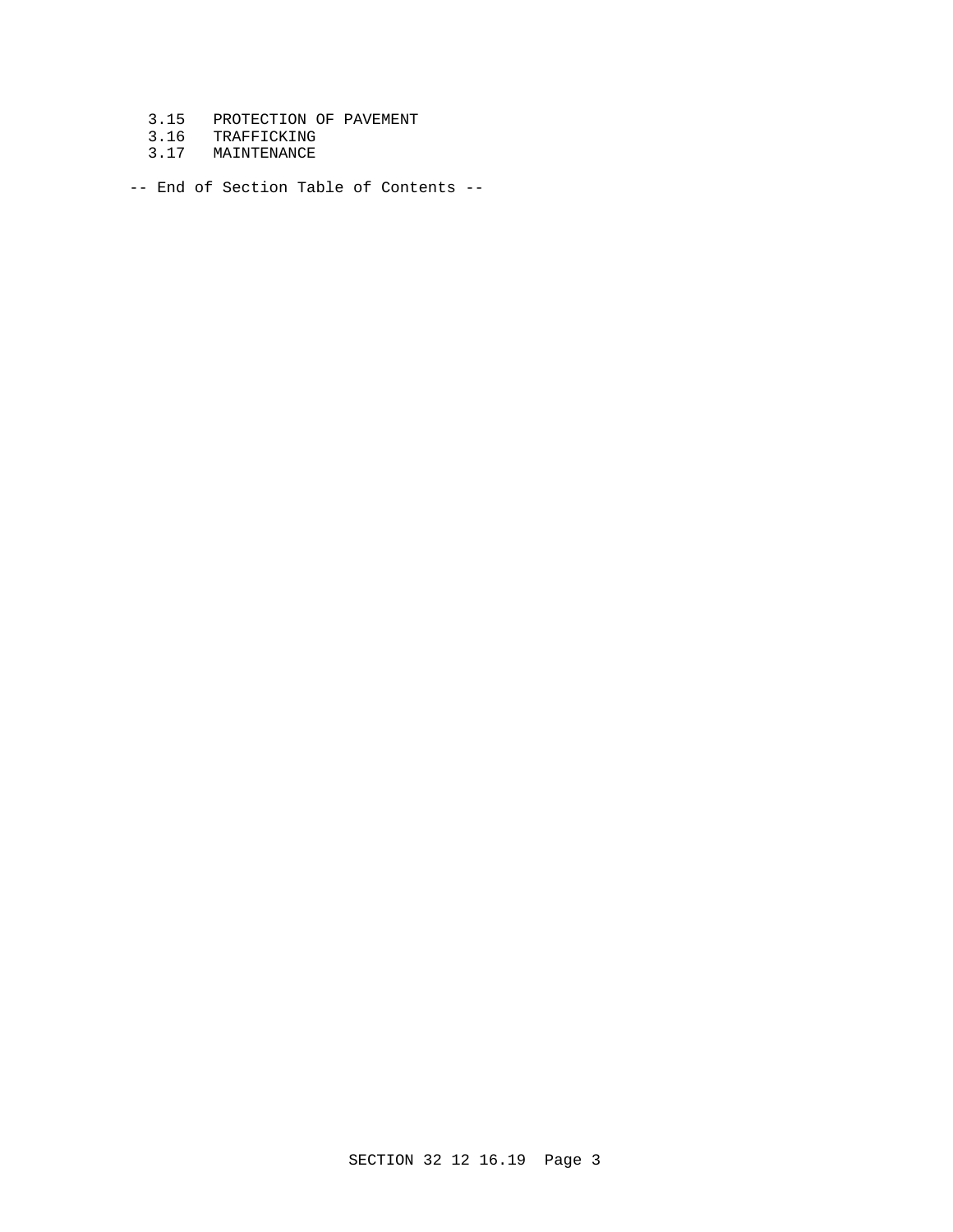3.15 PROTECTION OF PAVEMENT
3.16 TRAFFICKING
3.17 MAINTENANCE

-- End of Section Table of Contents --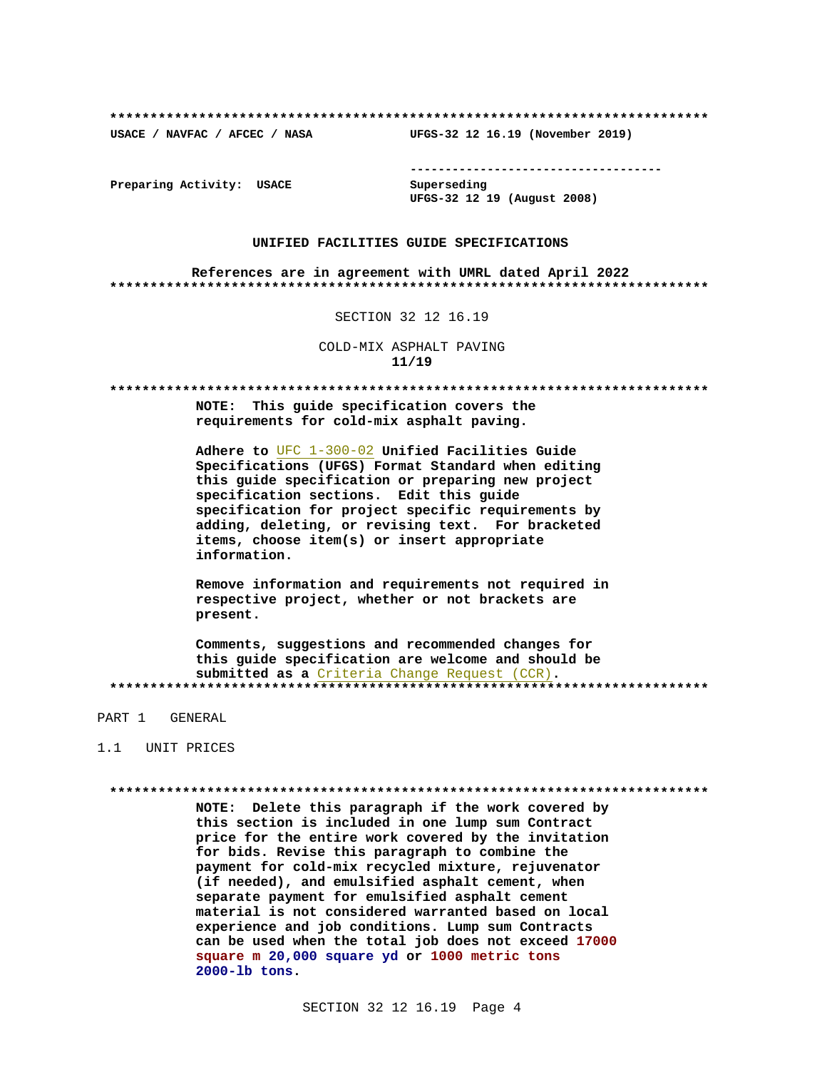**************************************************************************

USACE / NAVFAC / AFCEC / NASA UFGS-32 12 16.19 (November 2019)

-----------------------------------

Preparing Activity: USACE Superseding
UFGS-32 12 19 (August 2008)

**UNIFIED FACILITIES GUIDE SPECIFICATIONS**

**References are in agreement with UMRL dated April 2022**

**************************************************************************

SECTION 32 12 16.19

COLD-MIX ASPHALT PAVING
**11/19**

**************************************************************************

**NOTE: This guide specification covers the requirements for cold-mix asphalt paving.**

**Adhere to UFC 1-300-02 Unified Facilities Guide Specifications (UFGS) Format Standard when editing this guide specification or preparing new project specification sections. Edit this guide specification for project specific requirements by adding, deleting, or revising text. For bracketed items, choose item(s) or insert appropriate information.**

**Remove information and requirements not required in respective project, whether or not brackets are present.**

**Comments, suggestions and recommended changes for this guide specification are welcome and should be submitted as a Criteria Change Request (CCR).**

**************************************************************************

PART 1 GENERAL

1.1 UNIT PRICES

**************************************************************************

**NOTE: Delete this paragraph if the work covered by this section is included in one lump sum Contract price for the entire work covered by the invitation for bids. Revise this paragraph to combine the payment for cold-mix recycled mixture, rejuvenator (if needed), and emulsified asphalt cement, when separate payment for emulsified asphalt cement material is not considered warranted based on local experience and job conditions. Lump sum Contracts can be used when the total job does not exceed 17000 square m 20,000 square yd or 1000 metric tons 2000-lb tons.**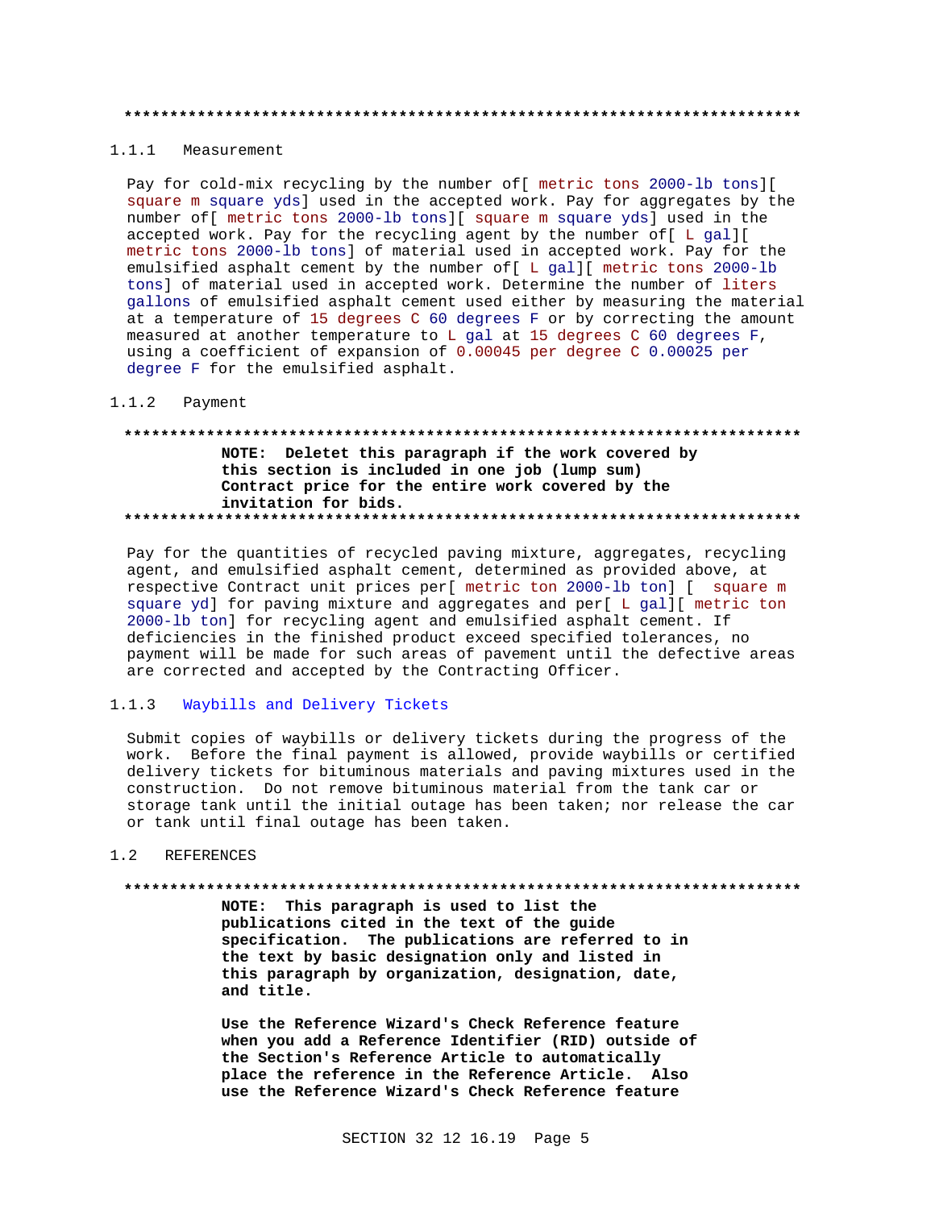**************************************************************************

### 1.1.1 Measurement

Pay for cold-mix recycling by the number of[ metric tons 2000-lb tons][ square m square yds] used in the accepted work. Pay for aggregates by the number of[ metric tons 2000-lb tons][ square m square yds] used in the accepted work. Pay for the recycling agent by the number of[ L gal][ metric tons 2000-lb tons] of material used in accepted work. Pay for the emulsified asphalt cement by the number of[ L gal][ metric tons 2000-lb tons] of material used in accepted work. Determine the number of liters gallons of emulsified asphalt cement used either by measuring the material at a temperature of 15 degrees C 60 degrees F or by correcting the amount measured at another temperature to L gal at 15 degrees C 60 degrees F, using a coefficient of expansion of 0.00045 per degree C 0.00025 per degree F for the emulsified asphalt.

### 1.1.2 Payment

**************************************************************************

**NOTE: Deletet this paragraph if the work covered by this section is included in one job (lump sum) Contract price for the entire work covered by the invitation for bids.**

**************************************************************************

Pay for the quantities of recycled paving mixture, aggregates, recycling agent, and emulsified asphalt cement, determined as provided above, at respective Contract unit prices per[ metric ton 2000-lb ton] [ square m square yd] for paving mixture and aggregates and per[ L gal][ metric ton 2000-lb ton] for recycling agent and emulsified asphalt cement. If deficiencies in the finished product exceed specified tolerances, no payment will be made for such areas of pavement until the defective areas are corrected and accepted by the Contracting Officer.

### 1.1.3 Waybills and Delivery Tickets

Submit copies of waybills or delivery tickets during the progress of the work. Before the final payment is allowed, provide waybills or certified delivery tickets for bituminous materials and paving mixtures used in the construction. Do not remove bituminous material from the tank car or storage tank until the initial outage has been taken; nor release the car or tank until final outage has been taken.

## 1.2 REFERENCES

**************************************************************************

**NOTE: This paragraph is used to list the publications cited in the text of the guide specification. The publications are referred to in the text by basic designation only and listed in this paragraph by organization, designation, date, and title.**

**Use the Reference Wizard's Check Reference feature when you add a Reference Identifier (RID) outside of the Section's Reference Article to automatically place the reference in the Reference Article. Also use the Reference Wizard's Check Reference feature**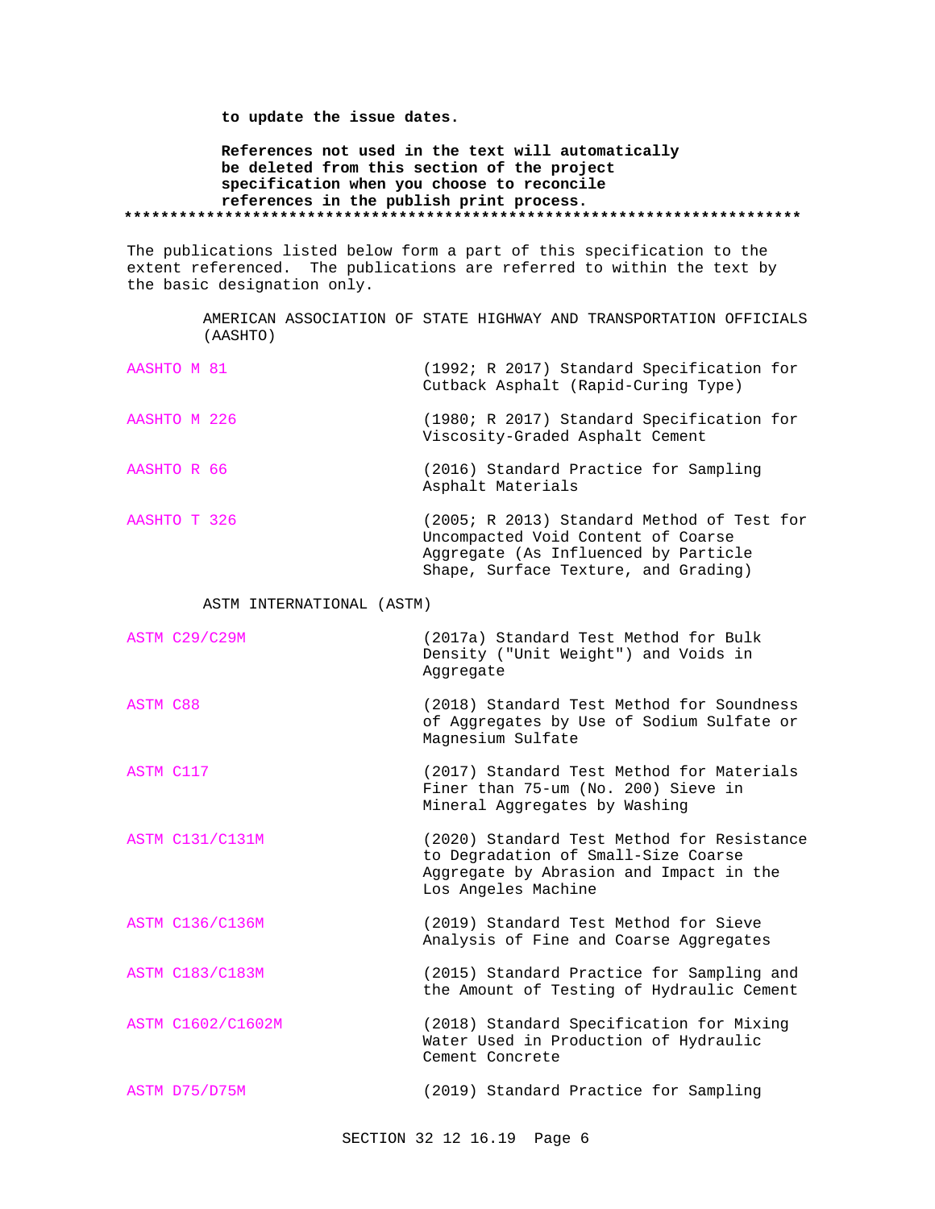**to update the issue dates.**

**References not used in the text will automatically be deleted from this section of the project specification when you choose to reconcile references in the publish print process.**

**************************************************************************

The publications listed below form a part of this specification to the extent referenced. The publications are referred to within the text by the basic designation only.

AMERICAN ASSOCIATION OF STATE HIGHWAY AND TRANSPORTATION OFFICIALS (AASHTO)

| | |
|---|---|
| AASHTO M 81 | (1992; R 2017) Standard Specification for Cutback Asphalt (Rapid-Curing Type) |
| AASHTO M 226 | (1980; R 2017) Standard Specification for Viscosity-Graded Asphalt Cement |
| AASHTO R 66 | (2016) Standard Practice for Sampling Asphalt Materials |
| AASHTO T 326 | (2005; R 2013) Standard Method of Test for Uncompacted Void Content of Coarse Aggregate (As Influenced by Particle Shape, Surface Texture, and Grading) |

ASTM INTERNATIONAL (ASTM)

| | |
|---|---|
| ASTM C29/C29M | (2017a) Standard Test Method for Bulk Density ("Unit Weight") and Voids in Aggregate |
| ASTM C88 | (2018) Standard Test Method for Soundness of Aggregates by Use of Sodium Sulfate or Magnesium Sulfate |
| ASTM C117 | (2017) Standard Test Method for Materials Finer than 75-um (No. 200) Sieve in Mineral Aggregates by Washing |
| ASTM C131/C131M | (2020) Standard Test Method for Resistance to Degradation of Small-Size Coarse Aggregate by Abrasion and Impact in the Los Angeles Machine |
| ASTM C136/C136M | (2019) Standard Test Method for Sieve Analysis of Fine and Coarse Aggregates |
| ASTM C183/C183M | (2015) Standard Practice for Sampling and the Amount of Testing of Hydraulic Cement |
| ASTM C1602/C1602M | (2018) Standard Specification for Mixing Water Used in Production of Hydraulic Cement Concrete |
| ASTM D75/D75M | (2019) Standard Practice for Sampling |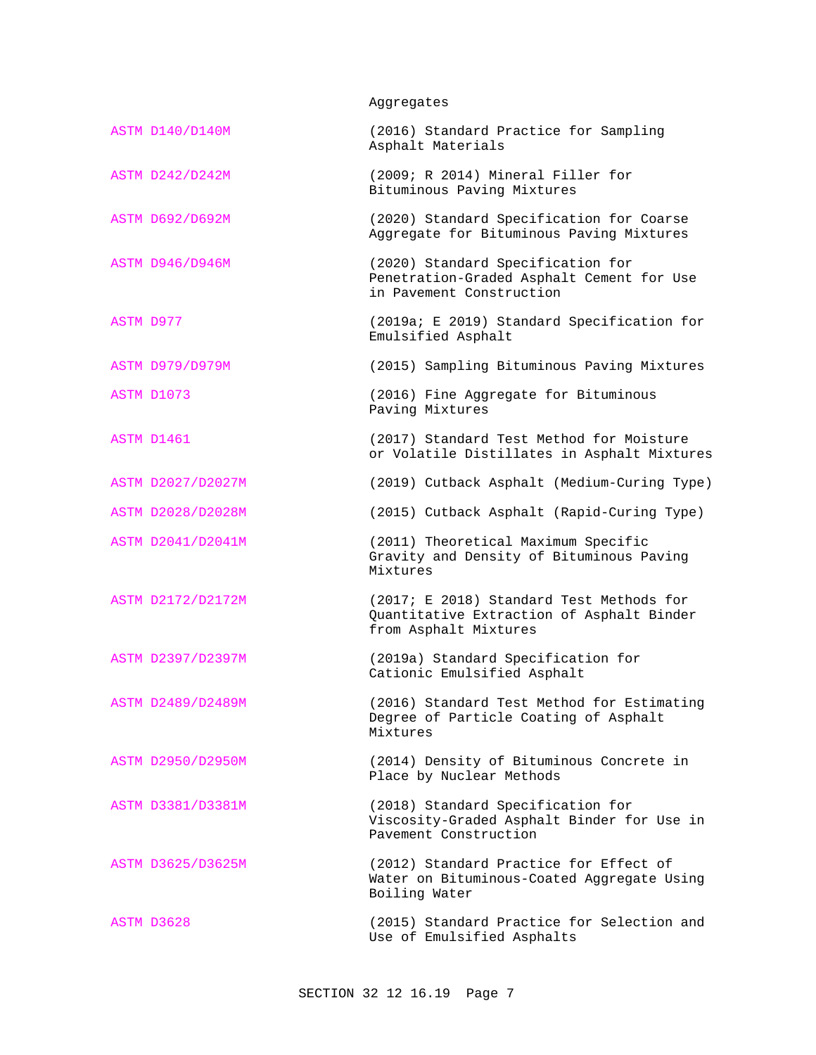Aggregates

ASTM D140/D140M (2016) Standard Practice for Sampling Asphalt Materials

ASTM D242/D242M (2009; R 2014) Mineral Filler for Bituminous Paving Mixtures

ASTM D692/D692M (2020) Standard Specification for Coarse Aggregate for Bituminous Paving Mixtures

ASTM D946/D946M (2020) Standard Specification for Penetration-Graded Asphalt Cement for Use in Pavement Construction

ASTM D977 (2019a; E 2019) Standard Specification for Emulsified Asphalt

ASTM D979/D979M (2015) Sampling Bituminous Paving Mixtures

ASTM D1073 (2016) Fine Aggregate for Bituminous Paving Mixtures

ASTM D1461 (2017) Standard Test Method for Moisture or Volatile Distillates in Asphalt Mixtures

ASTM D2027/D2027M (2019) Cutback Asphalt (Medium-Curing Type)

ASTM D2028/D2028M (2015) Cutback Asphalt (Rapid-Curing Type)

ASTM D2041/D2041M (2011) Theoretical Maximum Specific Gravity and Density of Bituminous Paving Mixtures

ASTM D2172/D2172M (2017; E 2018) Standard Test Methods for Quantitative Extraction of Asphalt Binder from Asphalt Mixtures

ASTM D2397/D2397M (2019a) Standard Specification for Cationic Emulsified Asphalt

ASTM D2489/D2489M (2016) Standard Test Method for Estimating Degree of Particle Coating of Asphalt Mixtures

ASTM D2950/D2950M (2014) Density of Bituminous Concrete in Place by Nuclear Methods

ASTM D3381/D3381M (2018) Standard Specification for Viscosity-Graded Asphalt Binder for Use in Pavement Construction

ASTM D3625/D3625M (2012) Standard Practice for Effect of Water on Bituminous-Coated Aggregate Using Boiling Water

ASTM D3628 (2015) Standard Practice for Selection and Use of Emulsified Asphalts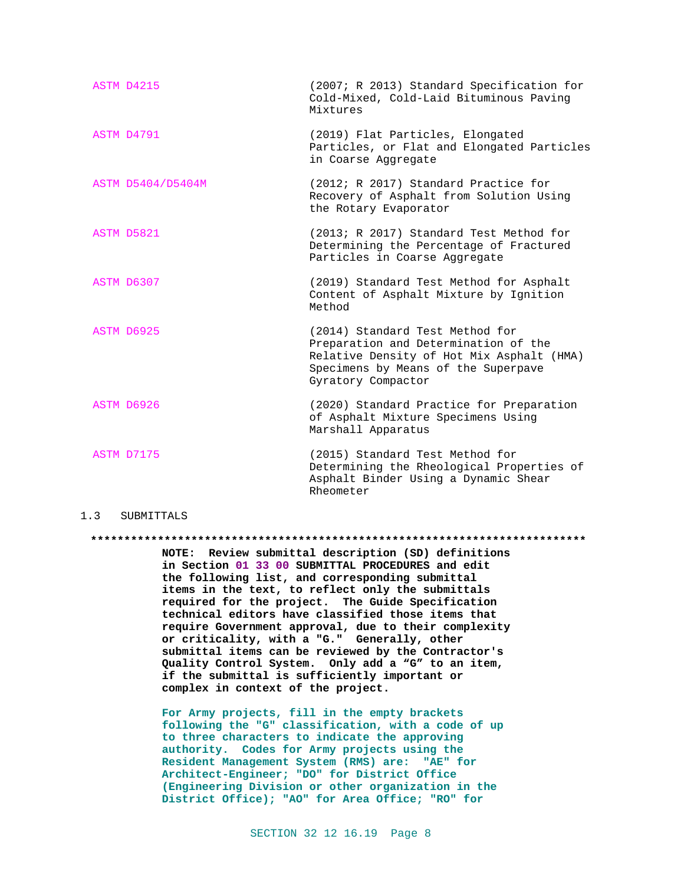| | |
|---|---|
| ASTM D4215 | (2007; R 2013) Standard Specification for Cold-Mixed, Cold-Laid Bituminous Paving Mixtures |
| ASTM D4791 | (2019) Flat Particles, Elongated Particles, or Flat and Elongated Particles in Coarse Aggregate |
| ASTM D5404/D5404M | (2012; R 2017) Standard Practice for Recovery of Asphalt from Solution Using the Rotary Evaporator |
| ASTM D5821 | (2013; R 2017) Standard Test Method for Determining the Percentage of Fractured Particles in Coarse Aggregate |
| ASTM D6307 | (2019) Standard Test Method for Asphalt Content of Asphalt Mixture by Ignition Method |
| ASTM D6925 | (2014) Standard Test Method for Preparation and Determination of the Relative Density of Hot Mix Asphalt (HMA) Specimens by Means of the Superpave Gyratory Compactor |
| ASTM D6926 | (2020) Standard Practice for Preparation of Asphalt Mixture Specimens Using Marshall Apparatus |
| ASTM D7175 | (2015) Standard Test Method for Determining the Rheological Properties of Asphalt Binder Using a Dynamic Shear Rheometer |

## 1.3 SUBMITTALS

**************************************************************************

**NOTE: Review submittal description (SD) definitions in Section 01 33 00 SUBMITTAL PROCEDURES and edit the following list, and corresponding submittal items in the text, to reflect only the submittals required for the project. The Guide Specification technical editors have classified those items that require Government approval, due to their complexity or criticality, with a "G." Generally, other submittal items can be reviewed by the Contractor's Quality Control System. Only add a "G" to an item, if the submittal is sufficiently important or complex in context of the project.**

**For Army projects, fill in the empty brackets following the "G" classification, with a code of up to three characters to indicate the approving authority. Codes for Army projects using the Resident Management System (RMS) are: "AE" for Architect-Engineer; "DO" for District Office (Engineering Division or other organization in the District Office); "AO" for Area Office; "RO" for**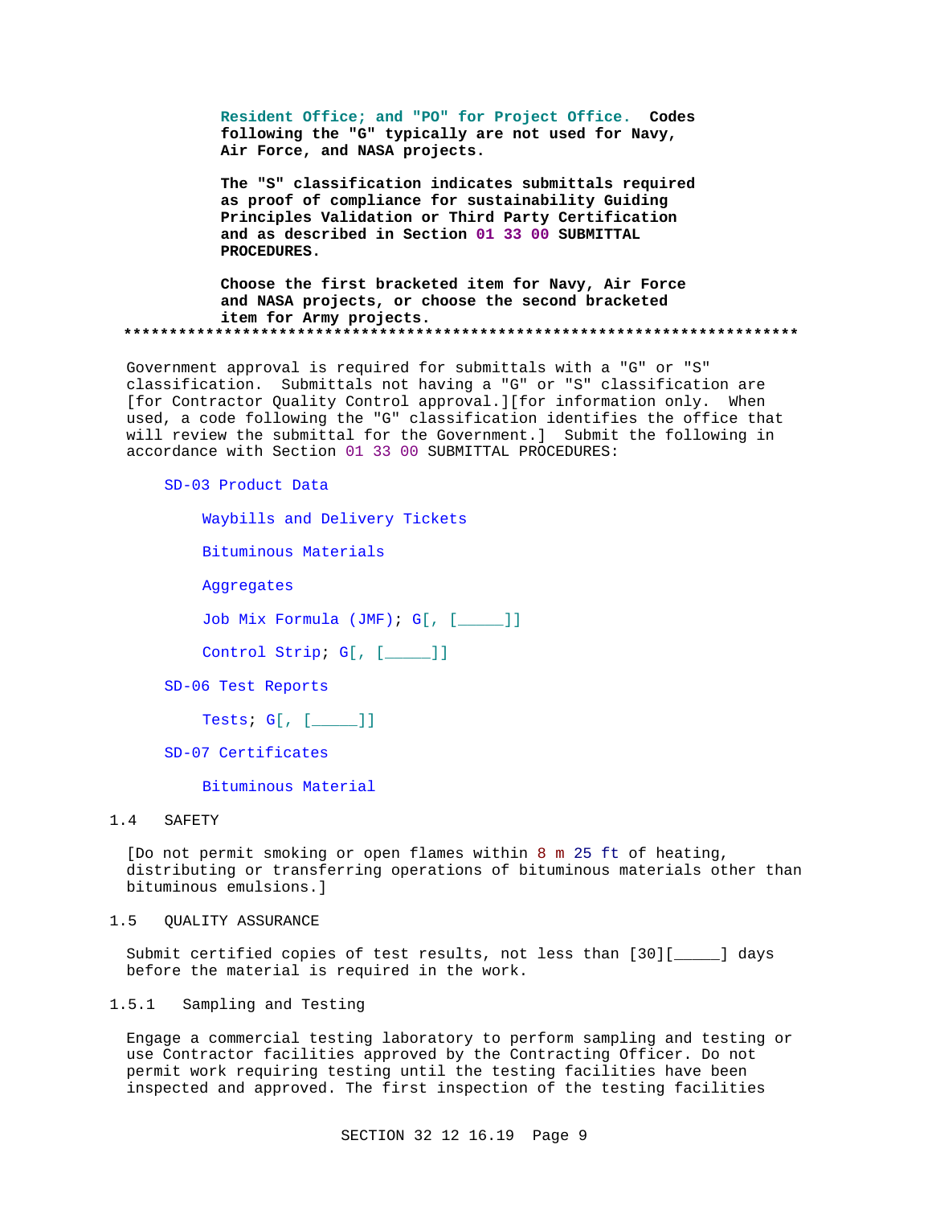Resident Office; and "PO" for Project Office. **Codes following the "G" typically are not used for Navy, Air Force, and NASA projects.**

**The "S" classification indicates submittals required as proof of compliance for sustainability Guiding Principles Validation or Third Party Certification and as described in Section 01 33 00 SUBMITTAL PROCEDURES.**

**Choose the first bracketed item for Navy, Air Force and NASA projects, or choose the second bracketed item for Army projects.**

**************************************************************************

Government approval is required for submittals with a "G" or "S" classification. Submittals not having a "G" or "S" classification are [for Contractor Quality Control approval.][for information only. When used, a code following the "G" classification identifies the office that will review the submittal for the Government.] Submit the following in accordance with Section 01 33 00 SUBMITTAL PROCEDURES:

SD-03 Product Data

- Waybills and Delivery Tickets
- Bituminous Materials
- Aggregates
- Job Mix Formula (JMF); G[, [_____]]
- Control Strip; G[, [_____]]

SD-06 Test Reports

- Tests; G[, [_____]]

SD-07 Certificates

- Bituminous Material

## 1.4 SAFETY

[Do not permit smoking or open flames within 8 m 25 ft of heating, distributing or transferring operations of bituminous materials other than bituminous emulsions.]

## 1.5 QUALITY ASSURANCE

Submit certified copies of test results, not less than [30][_____] days before the material is required in the work.

### 1.5.1 Sampling and Testing

Engage a commercial testing laboratory to perform sampling and testing or use Contractor facilities approved by the Contracting Officer. Do not permit work requiring testing until the testing facilities have been inspected and approved. The first inspection of the testing facilities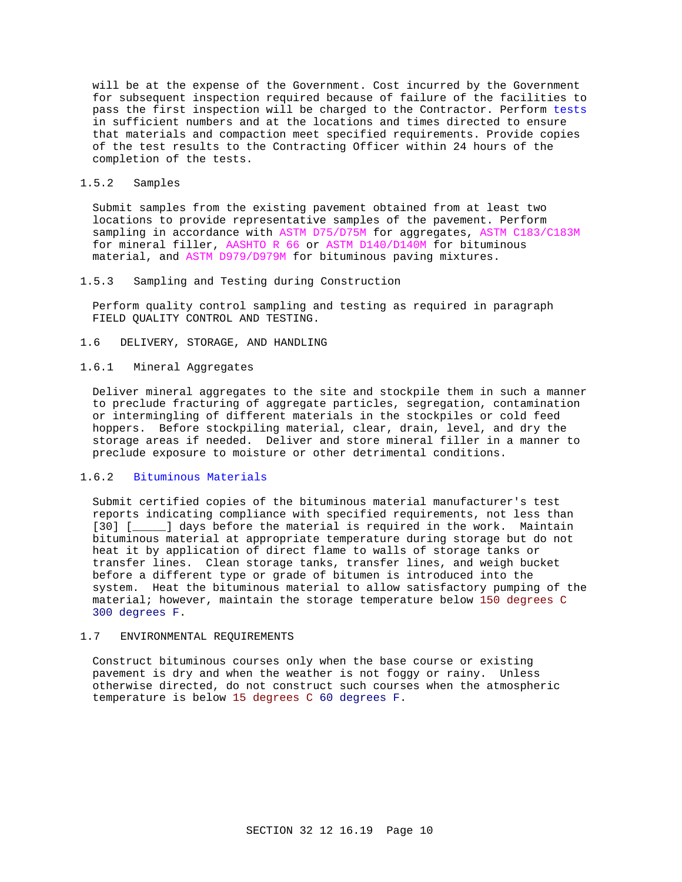will be at the expense of the Government. Cost incurred by the Government for subsequent inspection required because of failure of the facilities to pass the first inspection will be charged to the Contractor. Perform tests in sufficient numbers and at the locations and times directed to ensure that materials and compaction meet specified requirements. Provide copies of the test results to the Contracting Officer within 24 hours of the completion of the tests.

### 1.5.2 Samples

Submit samples from the existing pavement obtained from at least two locations to provide representative samples of the pavement. Perform sampling in accordance with ASTM D75/D75M for aggregates, ASTM C183/C183M for mineral filler, AASHTO R 66 or ASTM D140/D140M for bituminous material, and ASTM D979/D979M for bituminous paving mixtures.

### 1.5.3 Sampling and Testing during Construction

Perform quality control sampling and testing as required in paragraph FIELD QUALITY CONTROL AND TESTING.

## 1.6 DELIVERY, STORAGE, AND HANDLING

### 1.6.1 Mineral Aggregates

Deliver mineral aggregates to the site and stockpile them in such a manner to preclude fracturing of aggregate particles, segregation, contamination or intermingling of different materials in the stockpiles or cold feed hoppers. Before stockpiling material, clear, drain, level, and dry the storage areas if needed. Deliver and store mineral filler in a manner to preclude exposure to moisture or other detrimental conditions.

### 1.6.2 Bituminous Materials

Submit certified copies of the bituminous material manufacturer's test reports indicating compliance with specified requirements, not less than [30] [_____] days before the material is required in the work. Maintain bituminous material at appropriate temperature during storage but do not heat it by application of direct flame to walls of storage tanks or transfer lines. Clean storage tanks, transfer lines, and weigh bucket before a different type or grade of bitumen is introduced into the system. Heat the bituminous material to allow satisfactory pumping of the material; however, maintain the storage temperature below 150 degrees C 300 degrees F.

## 1.7 ENVIRONMENTAL REQUIREMENTS

Construct bituminous courses only when the base course or existing pavement is dry and when the weather is not foggy or rainy. Unless otherwise directed, do not construct such courses when the atmospheric temperature is below 15 degrees C 60 degrees F.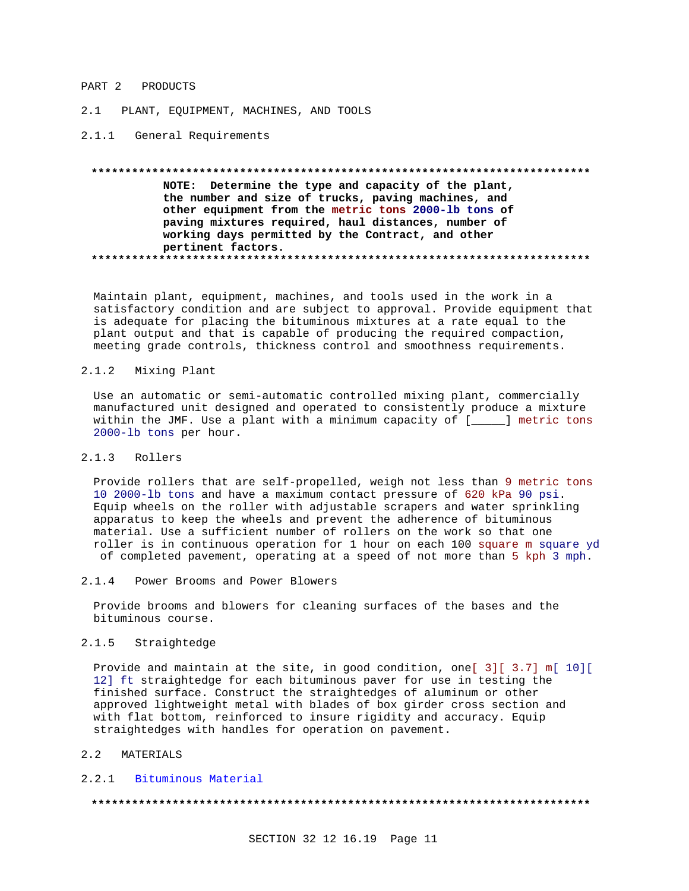## PART 2 PRODUCTS

### 2.1 PLANT, EQUIPMENT, MACHINES, AND TOOLS

#### 2.1.1 General Requirements

**************************************************************************

**NOTE: Determine the type and capacity of the plant, the number and size of trucks, paving machines, and other equipment from the metric tons 2000-lb tons of paving mixtures required, haul distances, number of working days permitted by the Contract, and other pertinent factors.**

**************************************************************************

Maintain plant, equipment, machines, and tools used in the work in a satisfactory condition and are subject to approval. Provide equipment that is adequate for placing the bituminous mixtures at a rate equal to the plant output and that is capable of producing the required compaction, meeting grade controls, thickness control and smoothness requirements.

#### 2.1.2 Mixing Plant

Use an automatic or semi-automatic controlled mixing plant, commercially manufactured unit designed and operated to consistently produce a mixture within the JMF. Use a plant with a minimum capacity of [_____] metric tons 2000-lb tons per hour.

#### 2.1.3 Rollers

Provide rollers that are self-propelled, weigh not less than 9 metric tons 10 2000-lb tons and have a maximum contact pressure of 620 kPa 90 psi. Equip wheels on the roller with adjustable scrapers and water sprinkling apparatus to keep the wheels and prevent the adherence of bituminous material. Use a sufficient number of rollers on the work so that one roller is in continuous operation for 1 hour on each 100 square m square yd of completed pavement, operating at a speed of not more than 5 kph 3 mph.

#### 2.1.4 Power Brooms and Power Blowers

Provide brooms and blowers for cleaning surfaces of the bases and the bituminous course.

#### 2.1.5 Straightedge

Provide and maintain at the site, in good condition, one[ 3][ 3.7] m[ 10][ 12] ft straightedge for each bituminous paver for use in testing the finished surface. Construct the straightedges of aluminum or other approved lightweight metal with blades of box girder cross section and with flat bottom, reinforced to insure rigidity and accuracy. Equip straightedges with handles for operation on pavement.

### 2.2 MATERIALS

#### 2.2.1 Bituminous Material

**************************************************************************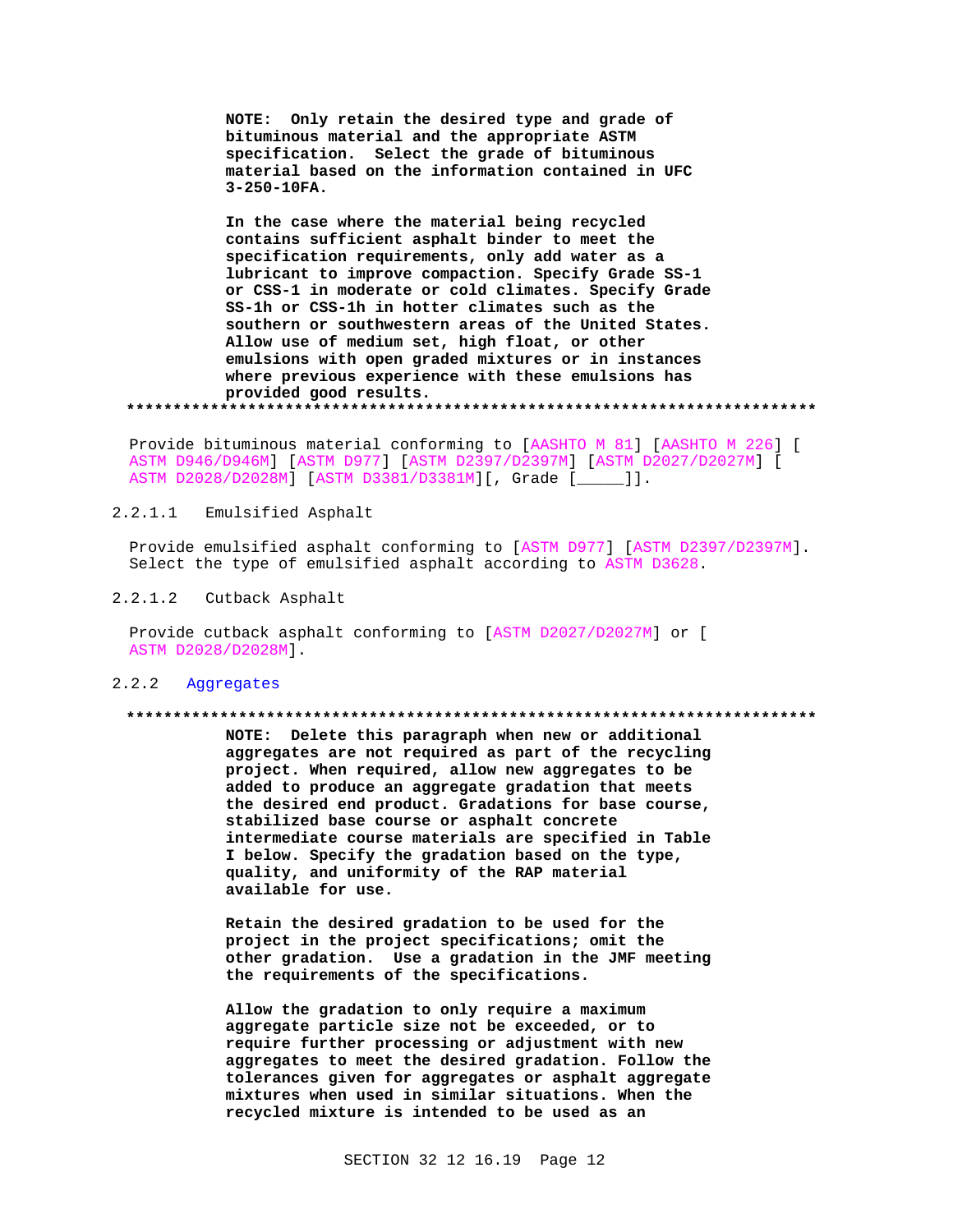**NOTE: Only retain the desired type and grade of bituminous material and the appropriate ASTM specification. Select the grade of bituminous material based on the information contained in UFC 3-250-10FA.**

**In the case where the material being recycled contains sufficient asphalt binder to meet the specification requirements, only add water as a lubricant to improve compaction. Specify Grade SS-1 or CSS-1 in moderate or cold climates. Specify Grade SS-1h or CSS-1h in hotter climates such as the southern or southwestern areas of the United States. Allow use of medium set, high float, or other emulsions with open graded mixtures or in instances where previous experience with these emulsions has provided good results.**

**************************************************************************

Provide bituminous material conforming to [AASHTO M 81] [AASHTO M 226] [ ASTM D946/D946M] [ASTM D977] [ASTM D2397/D2397M] [ASTM D2027/D2027M] [ ASTM D2028/D2028M] [ASTM D3381/D3381M][, Grade [_____]].

2.2.1.1 Emulsified Asphalt

Provide emulsified asphalt conforming to [ASTM D977] [ASTM D2397/D2397M]. Select the type of emulsified asphalt according to ASTM D3628.

2.2.1.2 Cutback Asphalt

Provide cutback asphalt conforming to [ASTM D2027/D2027M] or [ ASTM D2028/D2028M].

2.2.2 Aggregates

**************************************************************************

**NOTE: Delete this paragraph when new or additional aggregates are not required as part of the recycling project. When required, allow new aggregates to be added to produce an aggregate gradation that meets the desired end product. Gradations for base course, stabilized base course or asphalt concrete intermediate course materials are specified in Table I below. Specify the gradation based on the type, quality, and uniformity of the RAP material available for use.**

**Retain the desired gradation to be used for the project in the project specifications; omit the other gradation. Use a gradation in the JMF meeting the requirements of the specifications.**

**Allow the gradation to only require a maximum aggregate particle size not be exceeded, or to require further processing or adjustment with new aggregates to meet the desired gradation. Follow the tolerances given for aggregates or asphalt aggregate mixtures when used in similar situations. When the recycled mixture is intended to be used as an**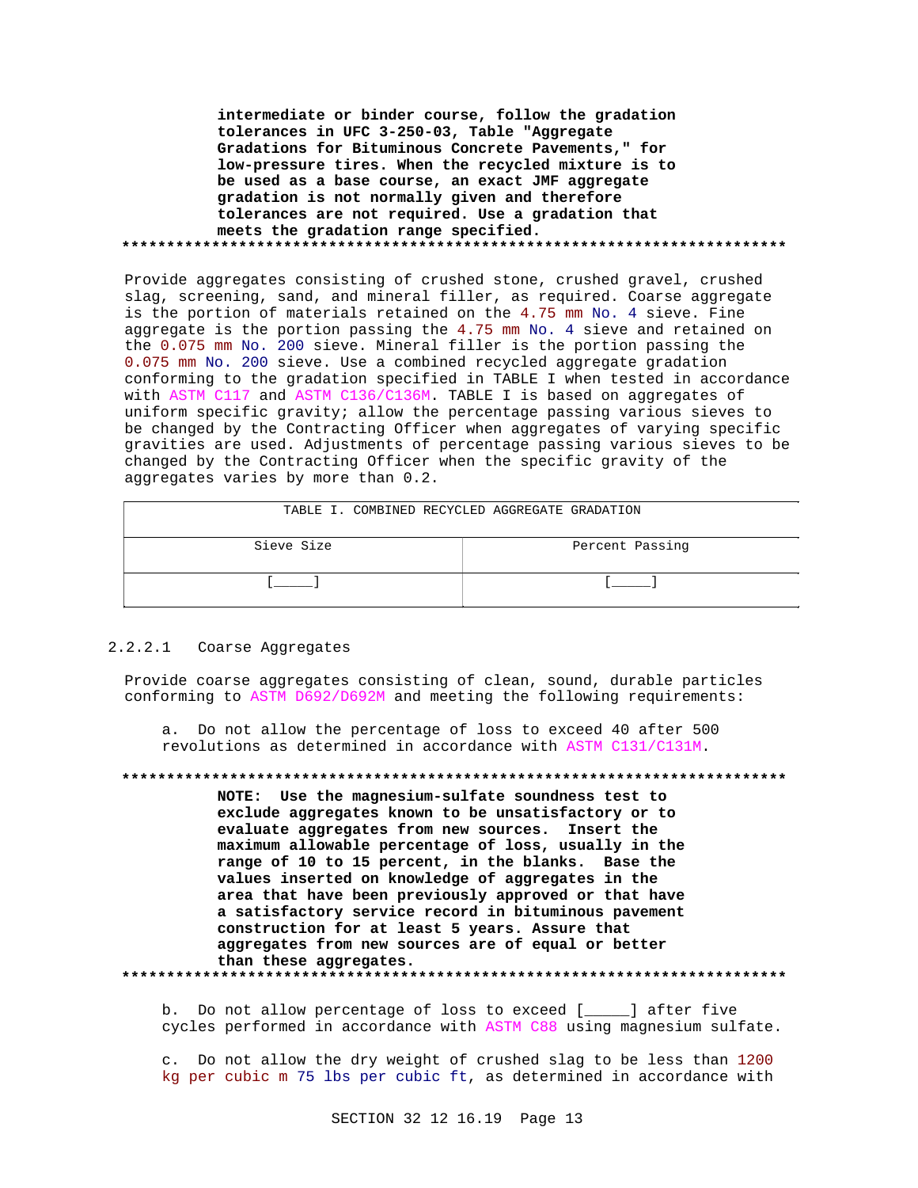**intermediate or binder course, follow the gradation tolerances in UFC 3-250-03, Table "Aggregate Gradations for Bituminous Concrete Pavements," for low-pressure tires. When the recycled mixture is to be used as a base course, an exact JMF aggregate gradation is not normally given and therefore tolerances are not required. Use a gradation that meets the gradation range specified.**

**************************************************************************

Provide aggregates consisting of crushed stone, crushed gravel, crushed slag, screening, sand, and mineral filler, as required. Coarse aggregate is the portion of materials retained on the 4.75 mm No. 4 sieve. Fine aggregate is the portion passing the 4.75 mm No. 4 sieve and retained on the 0.075 mm No. 200 sieve. Mineral filler is the portion passing the 0.075 mm No. 200 sieve. Use a combined recycled aggregate gradation conforming to the gradation specified in TABLE I when tested in accordance with ASTM C117 and ASTM C136/C136M. TABLE I is based on aggregates of uniform specific gravity; allow the percentage passing various sieves to be changed by the Contracting Officer when aggregates of varying specific gravities are used. Adjustments of percentage passing various sieves to be changed by the Contracting Officer when the specific gravity of the aggregates varies by more than 0.2.

TABLE I. COMBINED RECYCLED AGGREGATE GRADATION

| Sieve Size | Percent Passing |
|---|---|
| [_____] | [_____] |

#### 2.2.2.1 Coarse Aggregates

Provide coarse aggregates consisting of clean, sound, durable particles conforming to ASTM D692/D692M and meeting the following requirements:

a. Do not allow the percentage of loss to exceed 40 after 500 revolutions as determined in accordance with ASTM C131/C131M.

**************************************************************************

**NOTE: Use the magnesium-sulfate soundness test to exclude aggregates known to be unsatisfactory or to evaluate aggregates from new sources. Insert the maximum allowable percentage of loss, usually in the range of 10 to 15 percent, in the blanks. Base the values inserted on knowledge of aggregates in the area that have been previously approved or that have a satisfactory service record in bituminous pavement construction for at least 5 years. Assure that aggregates from new sources are of equal or better than these aggregates.**

**************************************************************************

b. Do not allow percentage of loss to exceed [_____] after five cycles performed in accordance with ASTM C88 using magnesium sulfate.

c. Do not allow the dry weight of crushed slag to be less than 1200 kg per cubic m 75 lbs per cubic ft, as determined in accordance with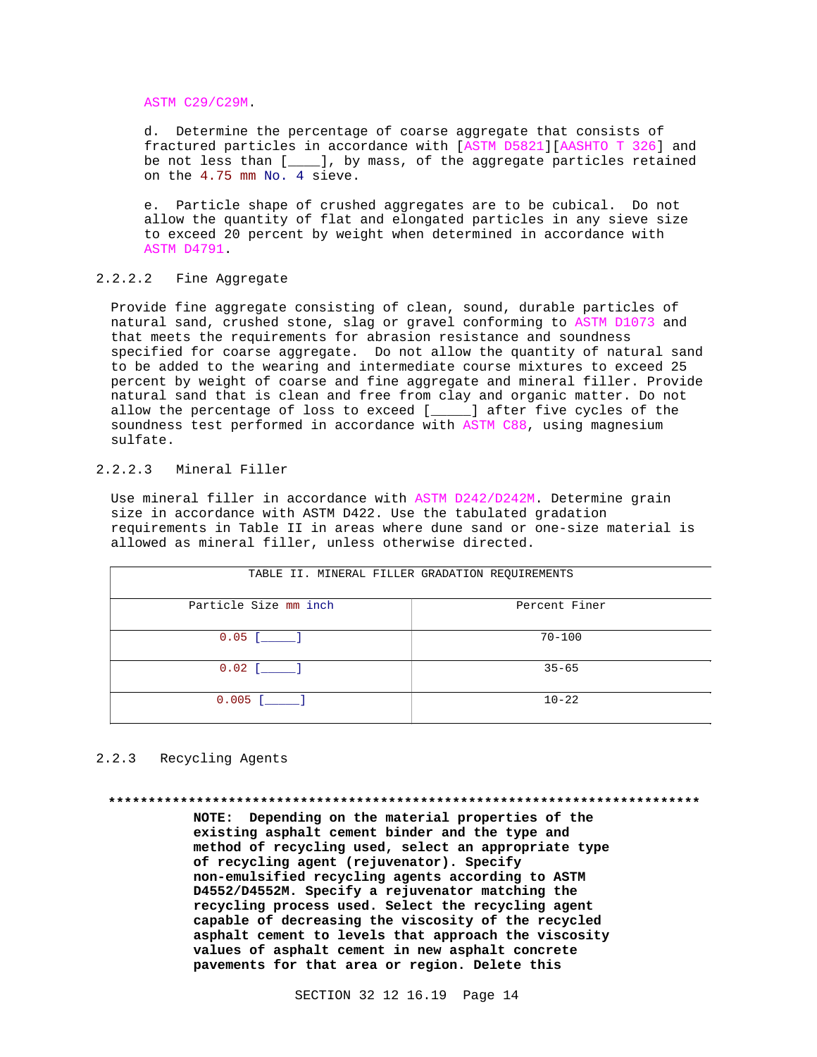ASTM C29/C29M.

d. Determine the percentage of coarse aggregate that consists of fractured particles in accordance with [ASTM D5821][AASHTO T 326] and be not less than [____], by mass, of the aggregate particles retained on the 4.75 mm No. 4 sieve.

e. Particle shape of crushed aggregates are to be cubical. Do not allow the quantity of flat and elongated particles in any sieve size to exceed 20 percent by weight when determined in accordance with ASTM D4791.

#### 2.2.2.2 Fine Aggregate

Provide fine aggregate consisting of clean, sound, durable particles of natural sand, crushed stone, slag or gravel conforming to ASTM D1073 and that meets the requirements for abrasion resistance and soundness specified for coarse aggregate. Do not allow the quantity of natural sand to be added to the wearing and intermediate course mixtures to exceed 25 percent by weight of coarse and fine aggregate and mineral filler. Provide natural sand that is clean and free from clay and organic matter. Do not allow the percentage of loss to exceed [_____] after five cycles of the soundness test performed in accordance with ASTM C88, using magnesium sulfate.

#### 2.2.2.3 Mineral Filler

Use mineral filler in accordance with ASTM D242/D242M. Determine grain size in accordance with ASTM D422. Use the tabulated gradation requirements in Table II in areas where dune sand or one-size material is allowed as mineral filler, unless otherwise directed.

| TABLE II. MINERAL FILLER GRADATION REQUIREMENTS | |
|---|---|
| Particle Size mm inch | Percent Finer |
| 0.05 [_____] | 70-100 |
| 0.02 [_____] | 35-65 |
| 0.005 [_____] | 10-22 |

### 2.2.3 Recycling Agents

**************************************************************************

**NOTE: Depending on the material properties of the existing asphalt cement binder and the type and method of recycling used, select an appropriate type of recycling agent (rejuvenator). Specify non-emulsified recycling agents according to ASTM D4552/D4552M. Specify a rejuvenator matching the recycling process used. Select the recycling agent capable of decreasing the viscosity of the recycled asphalt cement to levels that approach the viscosity values of asphalt cement in new asphalt concrete pavements for that area or region. Delete this**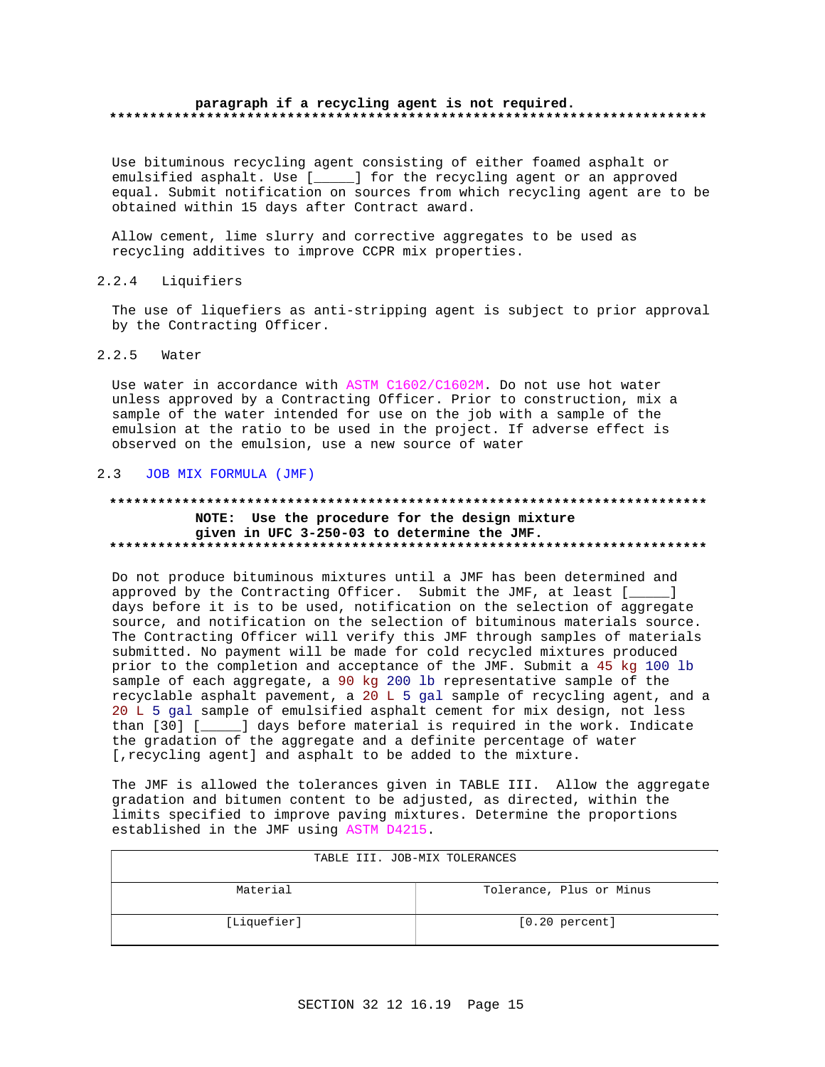paragraph if a recycling agent is not required.
**************************************************************************

Use bituminous recycling agent consisting of either foamed asphalt or emulsified asphalt. Use [_____] for the recycling agent or an approved equal. Submit notification on sources from which recycling agent are to be obtained within 15 days after Contract award.

Allow cement, lime slurry and corrective aggregates to be used as recycling additives to improve CCPR mix properties.

## 2.2.4 Liquifiers

The use of liquefiers as anti-stripping agent is subject to prior approval by the Contracting Officer.

## 2.2.5 Water

Use water in accordance with ASTM C1602/C1602M. Do not use hot water unless approved by a Contracting Officer. Prior to construction, mix a sample of the water intended for use on the job with a sample of the emulsion at the ratio to be used in the project. If adverse effect is observed on the emulsion, use a new source of water

## 2.3 JOB MIX FORMULA (JMF)

**************************************************************************
**NOTE: Use the procedure for the design mixture given in UFC 3-250-03 to determine the JMF.**
**************************************************************************

Do not produce bituminous mixtures until a JMF has been determined and approved by the Contracting Officer. Submit the JMF, at least [_____] days before it is to be used, notification on the selection of aggregate source, and notification on the selection of bituminous materials source. The Contracting Officer will verify this JMF through samples of materials submitted. No payment will be made for cold recycled mixtures produced prior to the completion and acceptance of the JMF. Submit a 45 kg 100 lb sample of each aggregate, a 90 kg 200 lb representative sample of the recyclable asphalt pavement, a 20 L 5 gal sample of recycling agent, and a 20 L 5 gal sample of emulsified asphalt cement for mix design, not less than [30] [_____] days before material is required in the work. Indicate the gradation of the aggregate and a definite percentage of water [,recycling agent] and asphalt to be added to the mixture.

The JMF is allowed the tolerances given in TABLE III. Allow the aggregate gradation and bitumen content to be adjusted, as directed, within the limits specified to improve paving mixtures. Determine the proportions established in the JMF using ASTM D4215.

TABLE III. JOB-MIX TOLERANCES

| Material | Tolerance, Plus or Minus |
|---|---|
| [Liquefier] | [0.20 percent] |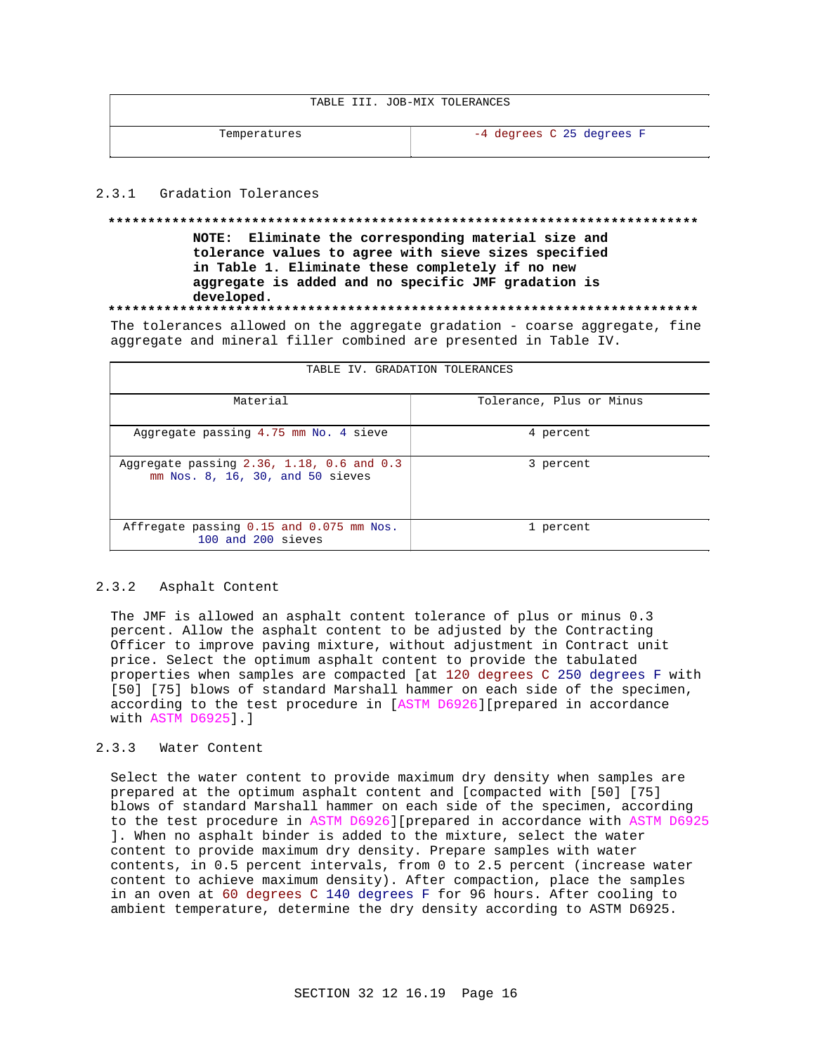| TABLE III. JOB-MIX TOLERANCES | |
|---|---|
| Temperatures | -4 degrees C 25 degrees F |

### 2.3.1 Gradation Tolerances

**************************************************************************

**NOTE: Eliminate the corresponding material size and tolerance values to agree with sieve sizes specified in Table 1. Eliminate these completely if no new aggregate is added and no specific JMF gradation is developed.**

**************************************************************************

The tolerances allowed on the aggregate gradation - coarse aggregate, fine aggregate and mineral filler combined are presented in Table IV.

| TABLE IV. GRADATION TOLERANCES | |
|---|---|
| Material | Tolerance, Plus or Minus |
| Aggregate passing 4.75 mm No. 4 sieve | 4 percent |
| Aggregate passing 2.36, 1.18, 0.6 and 0.3 mm Nos. 8, 16, 30, and 50 sieves | 3 percent |
| Affregate passing 0.15 and 0.075 mm Nos. 100 and 200 sieves | 1 percent |

### 2.3.2 Asphalt Content

The JMF is allowed an asphalt content tolerance of plus or minus 0.3 percent. Allow the asphalt content to be adjusted by the Contracting Officer to improve paving mixture, without adjustment in Contract unit price. Select the optimum asphalt content to provide the tabulated properties when samples are compacted [at 120 degrees C 250 degrees F with [50] [75] blows of standard Marshall hammer on each side of the specimen, according to the test procedure in [ASTM D6926][prepared in accordance with ASTM D6925].]

### 2.3.3 Water Content

Select the water content to provide maximum dry density when samples are prepared at the optimum asphalt content and [compacted with [50] [75] blows of standard Marshall hammer on each side of the specimen, according to the test procedure in ASTM D6926][prepared in accordance with ASTM D6925]. When no asphalt binder is added to the mixture, select the water content to provide maximum dry density. Prepare samples with water contents, in 0.5 percent intervals, from 0 to 2.5 percent (increase water content to achieve maximum density). After compaction, place the samples in an oven at 60 degrees C 140 degrees F for 96 hours. After cooling to ambient temperature, determine the dry density according to ASTM D6925.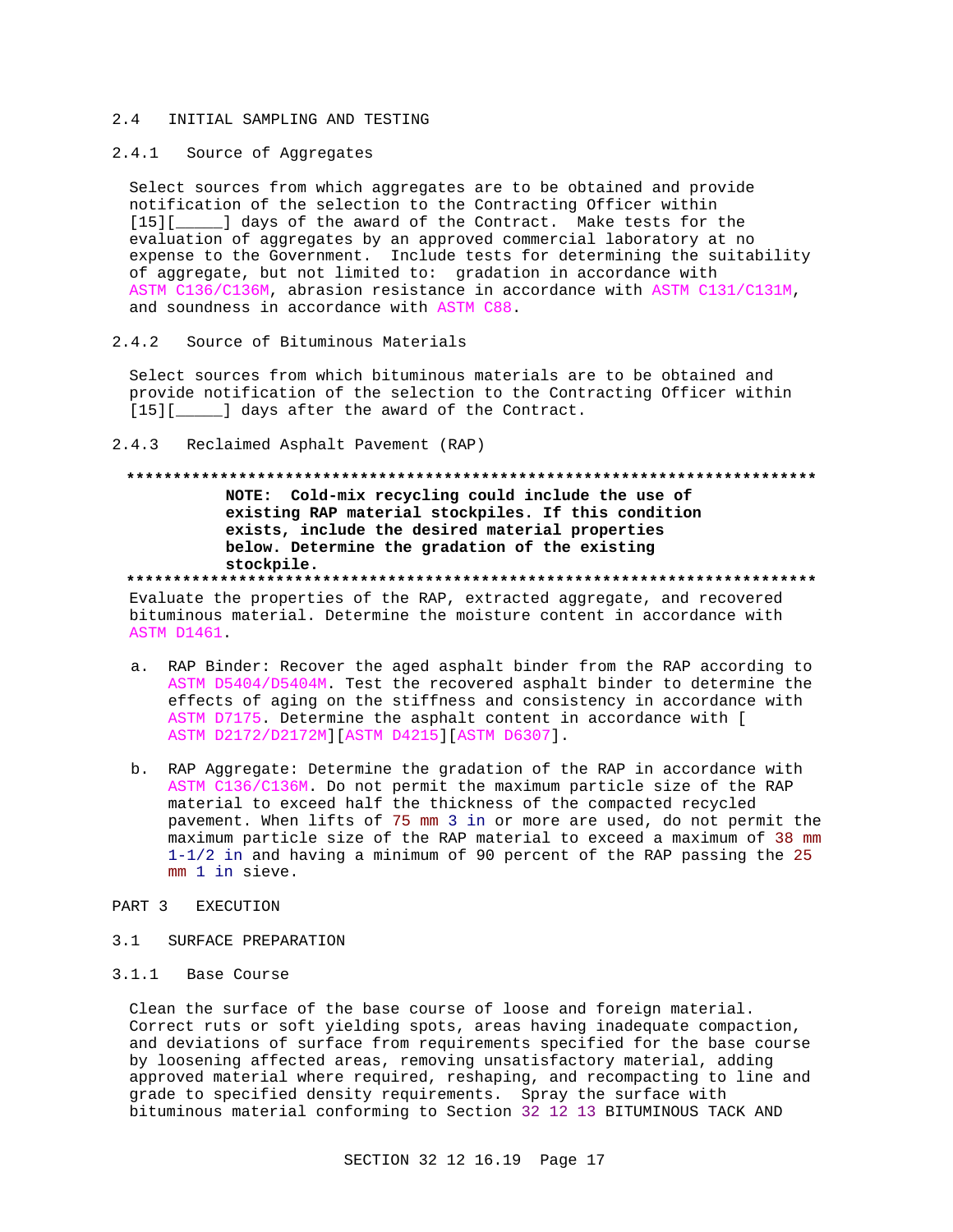## 2.4 INITIAL SAMPLING AND TESTING

### 2.4.1 Source of Aggregates

Select sources from which aggregates are to be obtained and provide notification of the selection to the Contracting Officer within [15][_____] days of the award of the Contract. Make tests for the evaluation of aggregates by an approved commercial laboratory at no expense to the Government. Include tests for determining the suitability of aggregate, but not limited to: gradation in accordance with ASTM C136/C136M, abrasion resistance in accordance with ASTM C131/C131M, and soundness in accordance with ASTM C88.

### 2.4.2 Source of Bituminous Materials

Select sources from which bituminous materials are to be obtained and provide notification of the selection to the Contracting Officer within [15][_____] days after the award of the Contract.

### 2.4.3 Reclaimed Asphalt Pavement (RAP)

**************************************************************************

**NOTE: Cold-mix recycling could include the use of existing RAP material stockpiles. If this condition exists, include the desired material properties below. Determine the gradation of the existing stockpile.**

**************************************************************************

Evaluate the properties of the RAP, extracted aggregate, and recovered bituminous material. Determine the moisture content in accordance with ASTM D1461.

a. RAP Binder: Recover the aged asphalt binder from the RAP according to ASTM D5404/D5404M. Test the recovered asphalt binder to determine the effects of aging on the stiffness and consistency in accordance with ASTM D7175. Determine the asphalt content in accordance with [ ASTM D2172/D2172M][ASTM D4215][ASTM D6307].

b. RAP Aggregate: Determine the gradation of the RAP in accordance with ASTM C136/C136M. Do not permit the maximum particle size of the RAP material to exceed half the thickness of the compacted recycled pavement. When lifts of 75 mm 3 in or more are used, do not permit the maximum particle size of the RAP material to exceed a maximum of 38 mm 1-1/2 in and having a minimum of 90 percent of the RAP passing the 25 mm 1 in sieve.

# PART 3 EXECUTION

## 3.1 SURFACE PREPARATION

### 3.1.1 Base Course

Clean the surface of the base course of loose and foreign material. Correct ruts or soft yielding spots, areas having inadequate compaction, and deviations of surface from requirements specified for the base course by loosening affected areas, removing unsatisfactory material, adding approved material where required, reshaping, and recompacting to line and grade to specified density requirements. Spray the surface with bituminous material conforming to Section 32 12 13 BITUMINOUS TACK AND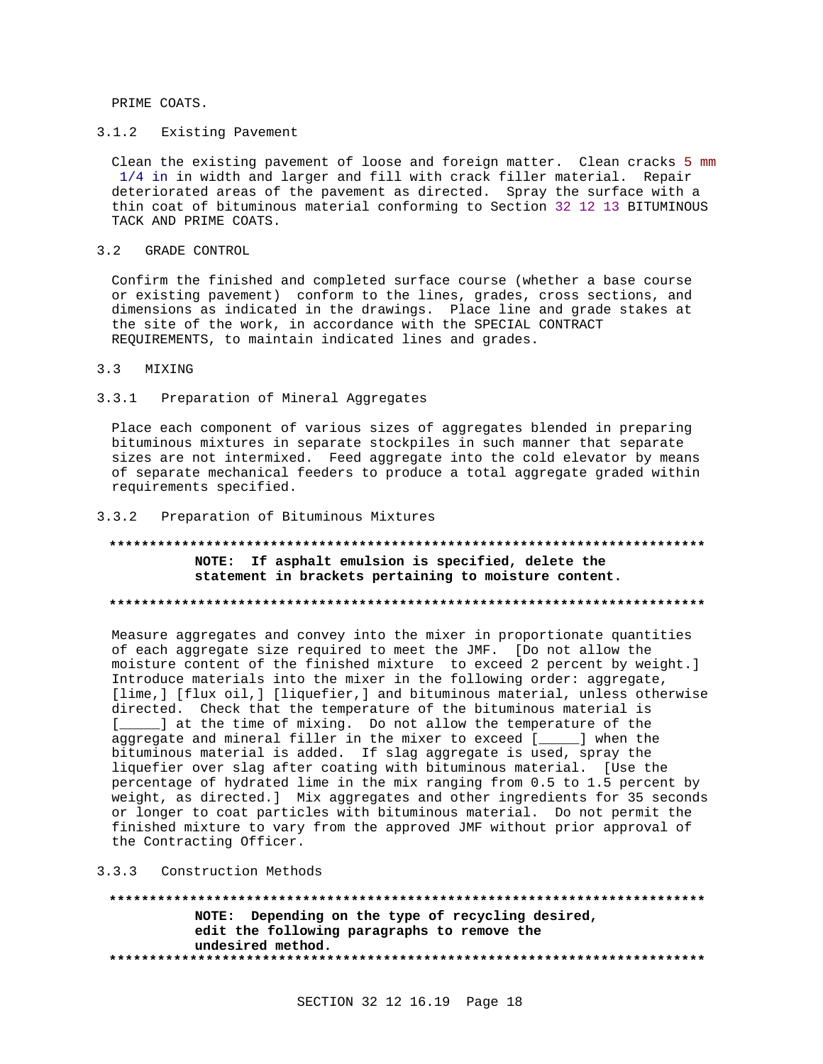PRIME COATS.

### 3.1.2 Existing Pavement

Clean the existing pavement of loose and foreign matter. Clean cracks 5 mm 1/4 in in width and larger and fill with crack filler material. Repair deteriorated areas of the pavement as directed. Spray the surface with a thin coat of bituminous material conforming to Section 32 12 13 BITUMINOUS TACK AND PRIME COATS.

## 3.2 GRADE CONTROL

Confirm the finished and completed surface course (whether a base course or existing pavement) conform to the lines, grades, cross sections, and dimensions as indicated in the drawings. Place line and grade stakes at the site of the work, in accordance with the SPECIAL CONTRACT REQUIREMENTS, to maintain indicated lines and grades.

## 3.3 MIXING

### 3.3.1 Preparation of Mineral Aggregates

Place each component of various sizes of aggregates blended in preparing bituminous mixtures in separate stockpiles in such manner that separate sizes are not intermixed. Feed aggregate into the cold elevator by means of separate mechanical feeders to produce a total aggregate graded within requirements specified.

### 3.3.2 Preparation of Bituminous Mixtures

**************************************************************************

**NOTE: If asphalt emulsion is specified, delete the statement in brackets pertaining to moisture content.**

**************************************************************************

Measure aggregates and convey into the mixer in proportionate quantities of each aggregate size required to meet the JMF. [Do not allow the moisture content of the finished mixture to exceed 2 percent by weight.] Introduce materials into the mixer in the following order: aggregate, [lime,] [flux oil,] [liquefier,] and bituminous material, unless otherwise directed. Check that the temperature of the bituminous material is [_____] at the time of mixing. Do not allow the temperature of the aggregate and mineral filler in the mixer to exceed [_____] when the bituminous material is added. If slag aggregate is used, spray the liquefier over slag after coating with bituminous material. [Use the percentage of hydrated lime in the mix ranging from 0.5 to 1.5 percent by weight, as directed.] Mix aggregates and other ingredients for 35 seconds or longer to coat particles with bituminous material. Do not permit the finished mixture to vary from the approved JMF without prior approval of the Contracting Officer.

### 3.3.3 Construction Methods

**************************************************************************

**NOTE: Depending on the type of recycling desired, edit the following paragraphs to remove the undesired method.**

**************************************************************************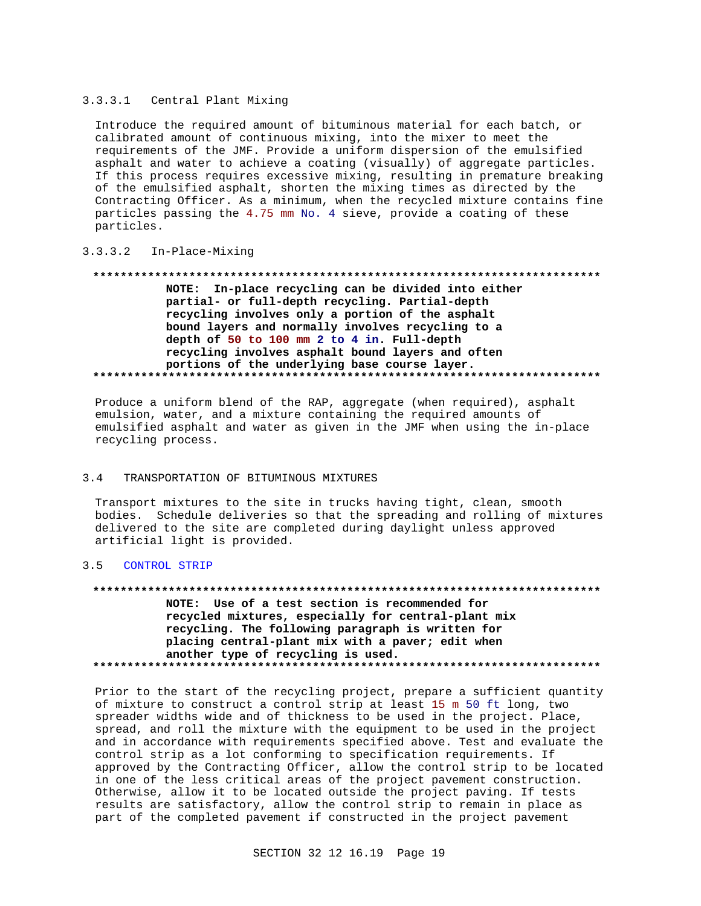#### 3.3.3.1 Central Plant Mixing

Introduce the required amount of bituminous material for each batch, or calibrated amount of continuous mixing, into the mixer to meet the requirements of the JMF. Provide a uniform dispersion of the emulsified asphalt and water to achieve a coating (visually) of aggregate particles. If this process requires excessive mixing, resulting in premature breaking of the emulsified asphalt, shorten the mixing times as directed by the Contracting Officer. As a minimum, when the recycled mixture contains fine particles passing the 4.75 mm No. 4 sieve, provide a coating of these particles.

#### 3.3.3.2 In-Place-Mixing

**************************************************************************

**NOTE: In-place recycling can be divided into either partial- or full-depth recycling. Partial-depth recycling involves only a portion of the asphalt bound layers and normally involves recycling to a depth of 50 to 100 mm 2 to 4 in. Full-depth recycling involves asphalt bound layers and often portions of the underlying base course layer.**

**************************************************************************

Produce a uniform blend of the RAP, aggregate (when required), asphalt emulsion, water, and a mixture containing the required amounts of emulsified asphalt and water as given in the JMF when using the in-place recycling process.

## 3.4 TRANSPORTATION OF BITUMINOUS MIXTURES

Transport mixtures to the site in trucks having tight, clean, smooth bodies. Schedule deliveries so that the spreading and rolling of mixtures delivered to the site are completed during daylight unless approved artificial light is provided.

## 3.5 CONTROL STRIP

**************************************************************************

**NOTE: Use of a test section is recommended for recycled mixtures, especially for central-plant mix recycling. The following paragraph is written for placing central-plant mix with a paver; edit when another type of recycling is used.**

**************************************************************************

Prior to the start of the recycling project, prepare a sufficient quantity of mixture to construct a control strip at least 15 m 50 ft long, two spreader widths wide and of thickness to be used in the project. Place, spread, and roll the mixture with the equipment to be used in the project and in accordance with requirements specified above. Test and evaluate the control strip as a lot conforming to specification requirements. If approved by the Contracting Officer, allow the control strip to be located in one of the less critical areas of the project pavement construction. Otherwise, allow it to be located outside the project paving. If tests results are satisfactory, allow the control strip to remain in place as part of the completed pavement if constructed in the project pavement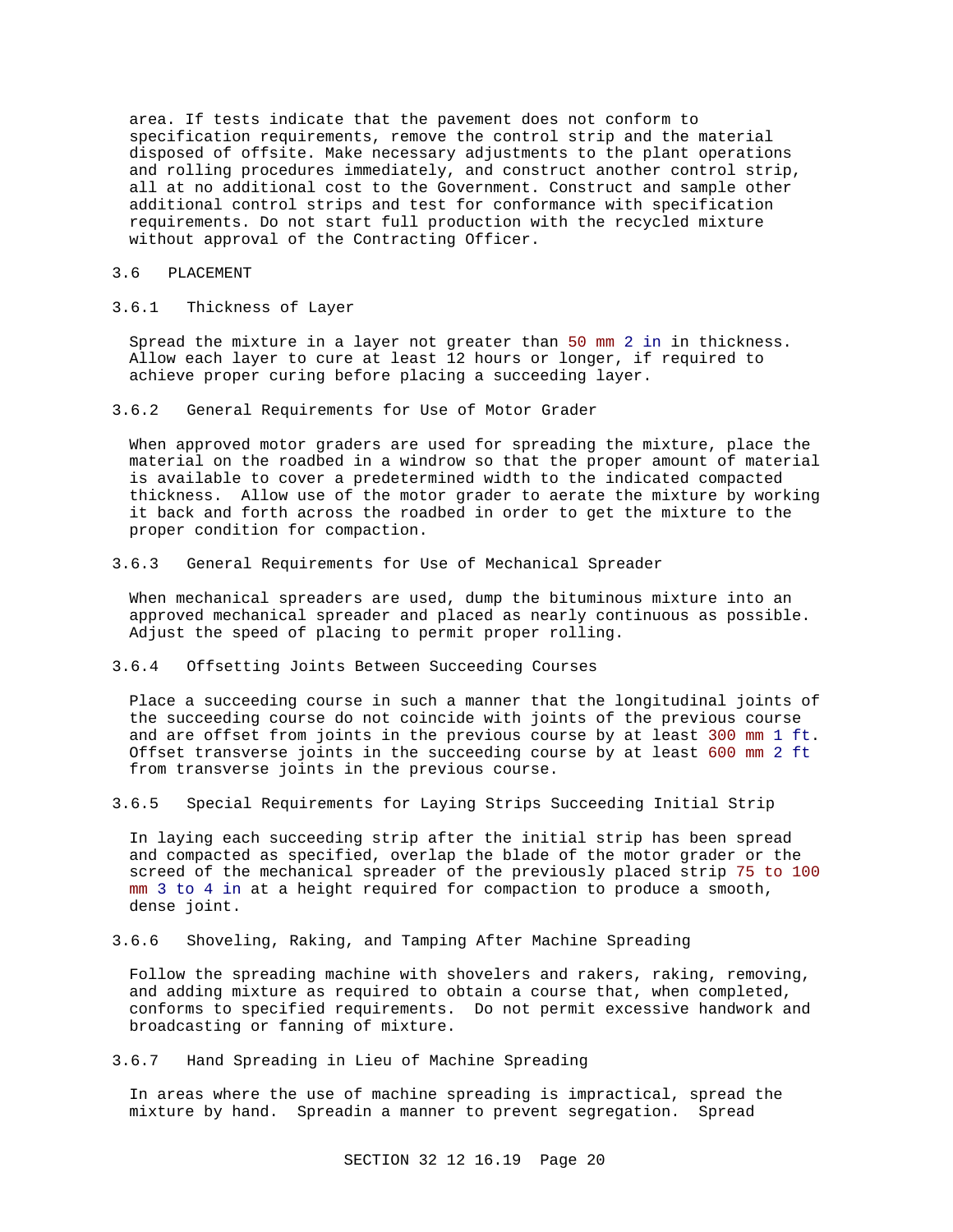area. If tests indicate that the pavement does not conform to specification requirements, remove the control strip and the material disposed of offsite. Make necessary adjustments to the plant operations and rolling procedures immediately, and construct another control strip, all at no additional cost to the Government. Construct and sample other additional control strips and test for conformance with specification requirements. Do not start full production with the recycled mixture without approval of the Contracting Officer.

## 3.6 PLACEMENT

### 3.6.1 Thickness of Layer

Spread the mixture in a layer not greater than 50 mm 2 in in thickness. Allow each layer to cure at least 12 hours or longer, if required to achieve proper curing before placing a succeeding layer.

### 3.6.2 General Requirements for Use of Motor Grader

When approved motor graders are used for spreading the mixture, place the material on the roadbed in a windrow so that the proper amount of material is available to cover a predetermined width to the indicated compacted thickness. Allow use of the motor grader to aerate the mixture by working it back and forth across the roadbed in order to get the mixture to the proper condition for compaction.

### 3.6.3 General Requirements for Use of Mechanical Spreader

When mechanical spreaders are used, dump the bituminous mixture into an approved mechanical spreader and placed as nearly continuous as possible. Adjust the speed of placing to permit proper rolling.

### 3.6.4 Offsetting Joints Between Succeeding Courses

Place a succeeding course in such a manner that the longitudinal joints of the succeeding course do not coincide with joints of the previous course and are offset from joints in the previous course by at least 300 mm 1 ft. Offset transverse joints in the succeeding course by at least 600 mm 2 ft from transverse joints in the previous course.

### 3.6.5 Special Requirements for Laying Strips Succeeding Initial Strip

In laying each succeeding strip after the initial strip has been spread and compacted as specified, overlap the blade of the motor grader or the screed of the mechanical spreader of the previously placed strip 75 to 100 mm 3 to 4 in at a height required for compaction to produce a smooth, dense joint.

### 3.6.6 Shoveling, Raking, and Tamping After Machine Spreading

Follow the spreading machine with shovelers and rakers, raking, removing, and adding mixture as required to obtain a course that, when completed, conforms to specified requirements. Do not permit excessive handwork and broadcasting or fanning of mixture.

### 3.6.7 Hand Spreading in Lieu of Machine Spreading

In areas where the use of machine spreading is impractical, spread the mixture by hand. Spreadin a manner to prevent segregation. Spread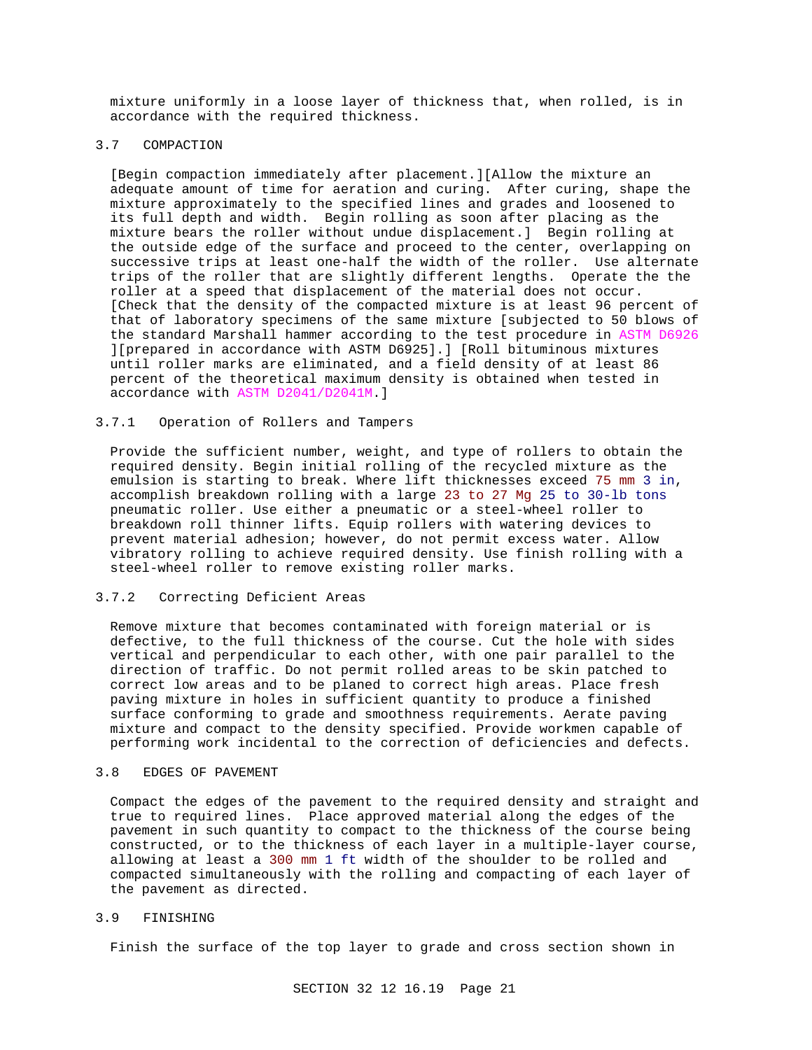mixture uniformly in a loose layer of thickness that, when rolled, is in accordance with the required thickness.

## 3.7 COMPACTION

[Begin compaction immediately after placement.][Allow the mixture an adequate amount of time for aeration and curing. After curing, shape the mixture approximately to the specified lines and grades and loosened to its full depth and width. Begin rolling as soon after placing as the mixture bears the roller without undue displacement.] Begin rolling at the outside edge of the surface and proceed to the center, overlapping on successive trips at least one-half the width of the roller. Use alternate trips of the roller that are slightly different lengths. Operate the the roller at a speed that displacement of the material does not occur. [Check that the density of the compacted mixture is at least 96 percent of that of laboratory specimens of the same mixture [subjected to 50 blows of the standard Marshall hammer according to the test procedure in ASTM D6926 ][prepared in accordance with ASTM D6925].] [Roll bituminous mixtures until roller marks are eliminated, and a field density of at least 86 percent of the theoretical maximum density is obtained when tested in accordance with ASTM D2041/D2041M.]

### 3.7.1 Operation of Rollers and Tampers

Provide the sufficient number, weight, and type of rollers to obtain the required density. Begin initial rolling of the recycled mixture as the emulsion is starting to break. Where lift thicknesses exceed 75 mm 3 in, accomplish breakdown rolling with a large 23 to 27 Mg 25 to 30-lb tons pneumatic roller. Use either a pneumatic or a steel-wheel roller to breakdown roll thinner lifts. Equip rollers with watering devices to prevent material adhesion; however, do not permit excess water. Allow vibratory rolling to achieve required density. Use finish rolling with a steel-wheel roller to remove existing roller marks.

### 3.7.2 Correcting Deficient Areas

Remove mixture that becomes contaminated with foreign material or is defective, to the full thickness of the course. Cut the hole with sides vertical and perpendicular to each other, with one pair parallel to the direction of traffic. Do not permit rolled areas to be skin patched to correct low areas and to be planed to correct high areas. Place fresh paving mixture in holes in sufficient quantity to produce a finished surface conforming to grade and smoothness requirements. Aerate paving mixture and compact to the density specified. Provide workmen capable of performing work incidental to the correction of deficiencies and defects.

## 3.8 EDGES OF PAVEMENT

Compact the edges of the pavement to the required density and straight and true to required lines. Place approved material along the edges of the pavement in such quantity to compact to the thickness of the course being constructed, or to the thickness of each layer in a multiple-layer course, allowing at least a 300 mm 1 ft width of the shoulder to be rolled and compacted simultaneously with the rolling and compacting of each layer of the pavement as directed.

## 3.9 FINISHING

Finish the surface of the top layer to grade and cross section shown in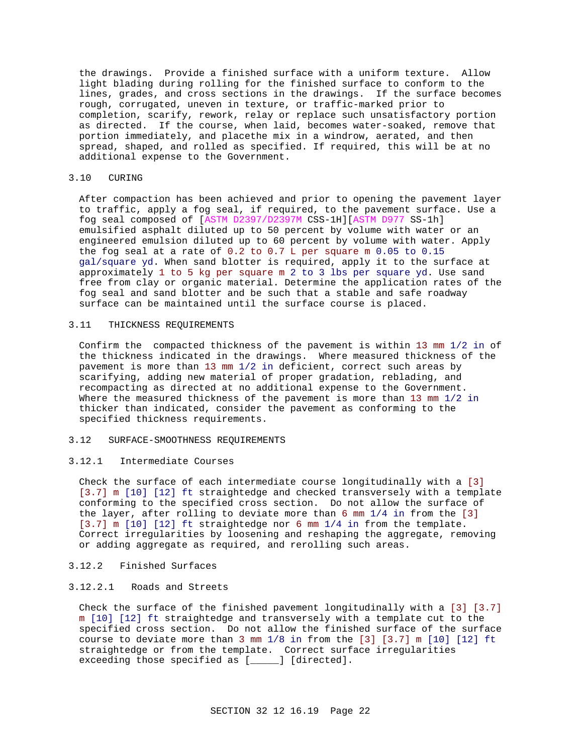the drawings. Provide a finished surface with a uniform texture. Allow light blading during rolling for the finished surface to conform to the lines, grades, and cross sections in the drawings. If the surface becomes rough, corrugated, uneven in texture, or traffic-marked prior to completion, scarify, rework, relay or replace such unsatisfactory portion as directed. If the course, when laid, becomes water-soaked, remove that portion immediately, and placethe mix in a windrow, aerated, and then spread, shaped, and rolled as specified. If required, this will be at no additional expense to the Government.

## 3.10 CURING

After compaction has been achieved and prior to opening the pavement layer to traffic, apply a fog seal, if required, to the pavement surface. Use a fog seal composed of [ASTM D2397/D2397M CSS-1H][ASTM D977 SS-1h] emulsified asphalt diluted up to 50 percent by volume with water or an engineered emulsion diluted up to 60 percent by volume with water. Apply the fog seal at a rate of 0.2 to 0.7 L per square m 0.05 to 0.15 gal/square yd. When sand blotter is required, apply it to the surface at approximately 1 to 5 kg per square m 2 to 3 lbs per square yd. Use sand free from clay or organic material. Determine the application rates of the fog seal and sand blotter and be such that a stable and safe roadway surface can be maintained until the surface course is placed.

## 3.11 THICKNESS REQUIREMENTS

Confirm the compacted thickness of the pavement is within 13 mm 1/2 in of the thickness indicated in the drawings. Where measured thickness of the pavement is more than 13 mm 1/2 in deficient, correct such areas by scarifying, adding new material of proper gradation, reblading, and recompacting as directed at no additional expense to the Government. Where the measured thickness of the pavement is more than 13 mm 1/2 in thicker than indicated, consider the pavement as conforming to the specified thickness requirements.

## 3.12 SURFACE-SMOOTHNESS REQUIREMENTS

### 3.12.1 Intermediate Courses

Check the surface of each intermediate course longitudinally with a [3] [3.7] m [10] [12] ft straightedge and checked transversely with a template conforming to the specified cross section. Do not allow the surface of the layer, after rolling to deviate more than 6 mm 1/4 in from the [3] [3.7] m [10] [12] ft straightedge nor 6 mm 1/4 in from the template. Correct irregularities by loosening and reshaping the aggregate, removing or adding aggregate as required, and rerolling such areas.

### 3.12.2 Finished Surfaces

#### 3.12.2.1 Roads and Streets

Check the surface of the finished pavement longitudinally with a [3] [3.7] m [10] [12] ft straightedge and transversely with a template cut to the specified cross section. Do not allow the finished surface of the surface course to deviate more than 3 mm 1/8 in from the [3] [3.7] m [10] [12] ft straightedge or from the template. Correct surface irregularities exceeding those specified as [_____] [directed].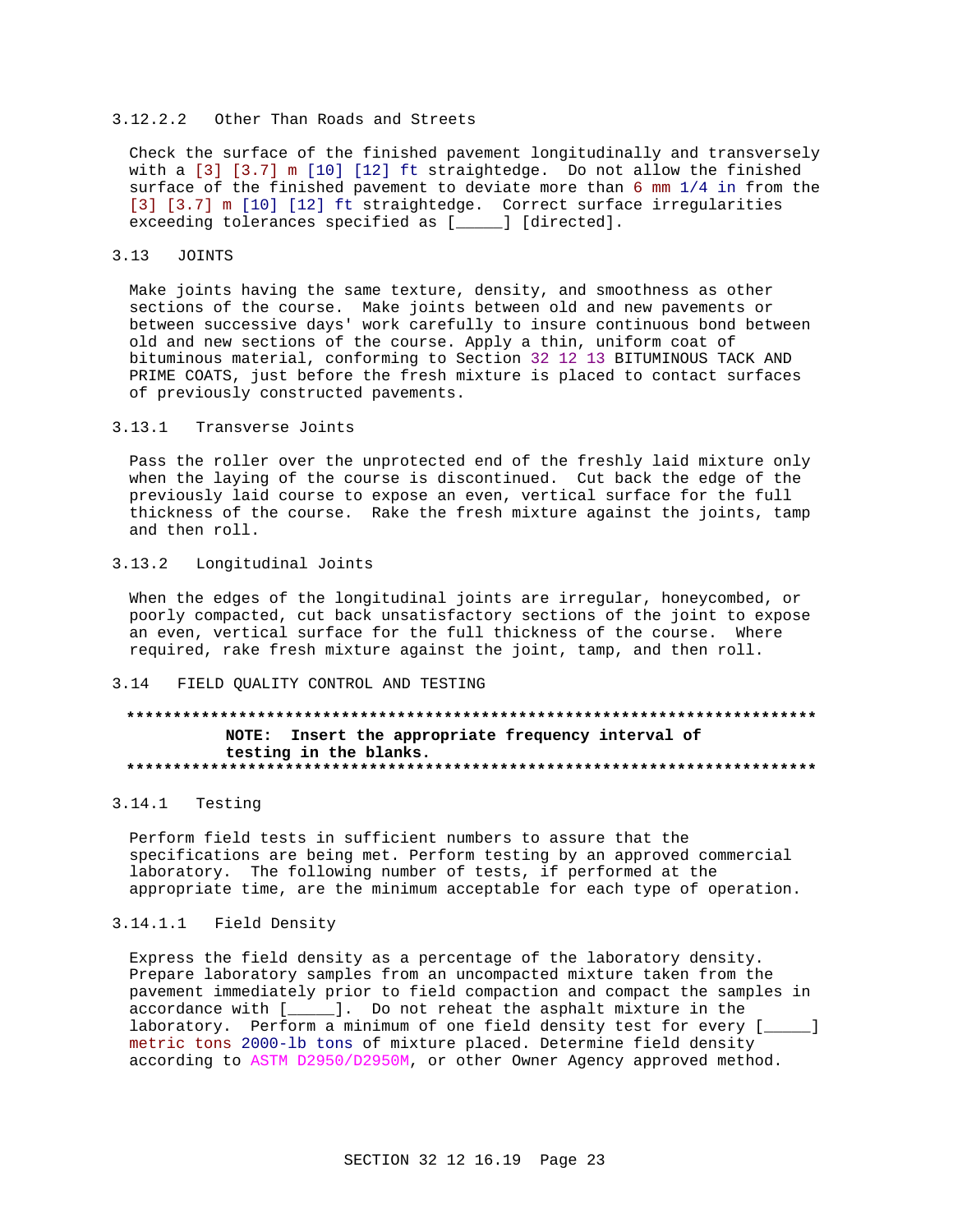#### 3.12.2.2 Other Than Roads and Streets

Check the surface of the finished pavement longitudinally and transversely with a [3] [3.7] m [10] [12] ft straightedge. Do not allow the finished surface of the finished pavement to deviate more than 6 mm 1/4 in from the [3] [3.7] m [10] [12] ft straightedge. Correct surface irregularities exceeding tolerances specified as [_____] [directed].

## 3.13 JOINTS

Make joints having the same texture, density, and smoothness as other sections of the course. Make joints between old and new pavements or between successive days' work carefully to insure continuous bond between old and new sections of the course. Apply a thin, uniform coat of bituminous material, conforming to Section 32 12 13 BITUMINOUS TACK AND PRIME COATS, just before the fresh mixture is placed to contact surfaces of previously constructed pavements.

### 3.13.1 Transverse Joints

Pass the roller over the unprotected end of the freshly laid mixture only when the laying of the course is discontinued. Cut back the edge of the previously laid course to expose an even, vertical surface for the full thickness of the course. Rake the fresh mixture against the joints, tamp and then roll.

### 3.13.2 Longitudinal Joints

When the edges of the longitudinal joints are irregular, honeycombed, or poorly compacted, cut back unsatisfactory sections of the joint to expose an even, vertical surface for the full thickness of the course. Where required, rake fresh mixture against the joint, tamp, and then roll.

## 3.14 FIELD QUALITY CONTROL AND TESTING

**************************************************************************
**NOTE: Insert the appropriate frequency interval of testing in the blanks.**
**************************************************************************

### 3.14.1 Testing

Perform field tests in sufficient numbers to assure that the specifications are being met. Perform testing by an approved commercial laboratory. The following number of tests, if performed at the appropriate time, are the minimum acceptable for each type of operation.

#### 3.14.1.1 Field Density

Express the field density as a percentage of the laboratory density. Prepare laboratory samples from an uncompacted mixture taken from the pavement immediately prior to field compaction and compact the samples in accordance with [_____]. Do not reheat the asphalt mixture in the laboratory. Perform a minimum of one field density test for every [_____] metric tons 2000-lb tons of mixture placed. Determine field density according to ASTM D2950/D2950M, or other Owner Agency approved method.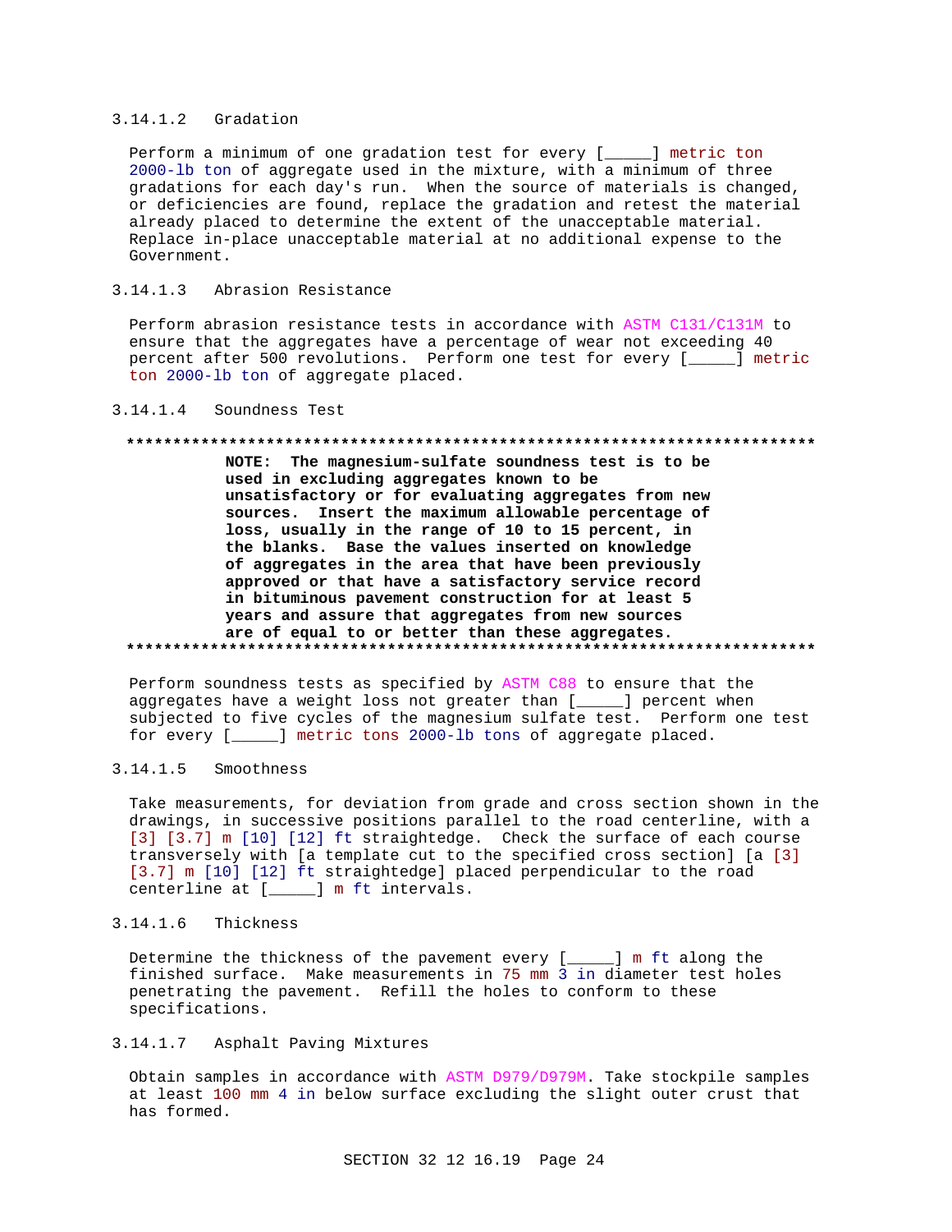#### 3.14.1.2 Gradation

Perform a minimum of one gradation test for every [_____] metric ton 2000-lb ton of aggregate used in the mixture, with a minimum of three gradations for each day's run. When the source of materials is changed, or deficiencies are found, replace the gradation and retest the material already placed to determine the extent of the unacceptable material. Replace in-place unacceptable material at no additional expense to the Government.

#### 3.14.1.3 Abrasion Resistance

Perform abrasion resistance tests in accordance with ASTM C131/C131M to ensure that the aggregates have a percentage of wear not exceeding 40 percent after 500 revolutions. Perform one test for every [_____] metric ton 2000-lb ton of aggregate placed.

#### 3.14.1.4 Soundness Test

**************************************************************************

**NOTE: The magnesium-sulfate soundness test is to be used in excluding aggregates known to be unsatisfactory or for evaluating aggregates from new sources. Insert the maximum allowable percentage of loss, usually in the range of 10 to 15 percent, in the blanks. Base the values inserted on knowledge of aggregates in the area that have been previously approved or that have a satisfactory service record in bituminous pavement construction for at least 5 years and assure that aggregates from new sources are of equal to or better than these aggregates.**

**************************************************************************

Perform soundness tests as specified by ASTM C88 to ensure that the aggregates have a weight loss not greater than [_____] percent when subjected to five cycles of the magnesium sulfate test. Perform one test for every [_____] metric tons 2000-lb tons of aggregate placed.

#### 3.14.1.5 Smoothness

Take measurements, for deviation from grade and cross section shown in the drawings, in successive positions parallel to the road centerline, with a [3] [3.7] m [10] [12] ft straightedge. Check the surface of each course transversely with [a template cut to the specified cross section] [a [3] [3.7] m [10] [12] ft straightedge] placed perpendicular to the road centerline at [_____] m ft intervals.

#### 3.14.1.6 Thickness

Determine the thickness of the pavement every [_____] m ft along the finished surface. Make measurements in 75 mm 3 in diameter test holes penetrating the pavement. Refill the holes to conform to these specifications.

#### 3.14.1.7 Asphalt Paving Mixtures

Obtain samples in accordance with ASTM D979/D979M. Take stockpile samples at least 100 mm 4 in below surface excluding the slight outer crust that has formed.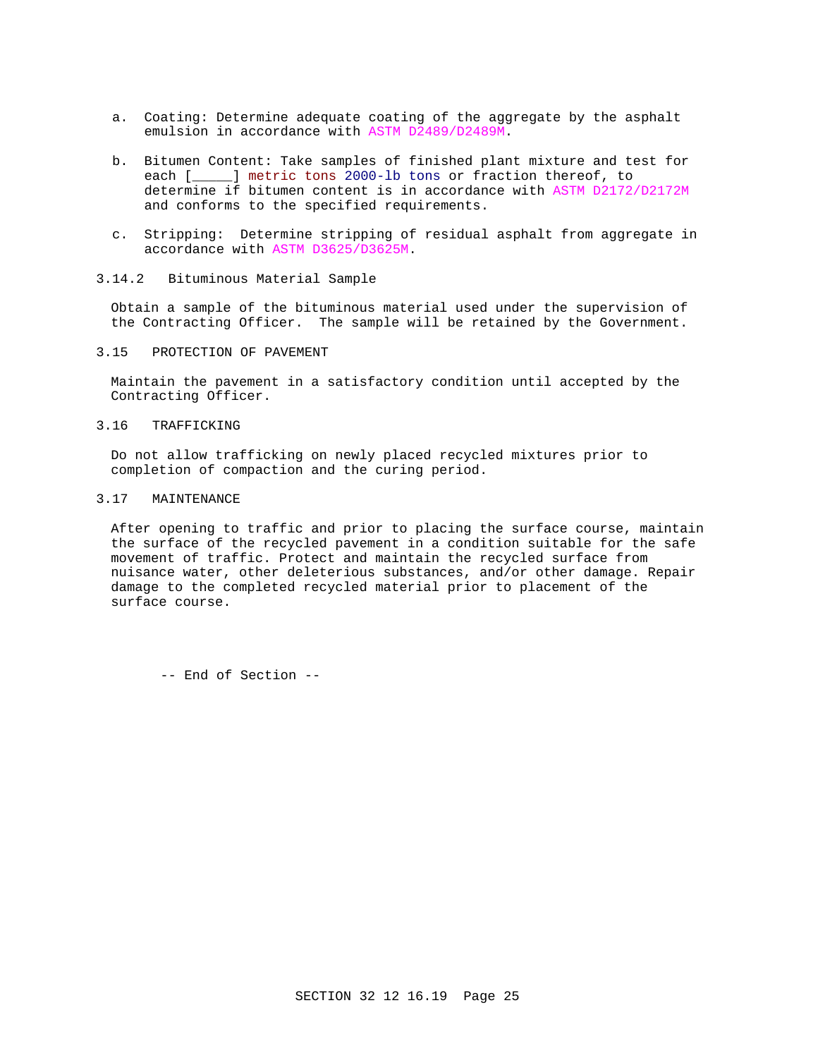a. Coating: Determine adequate coating of the aggregate by the asphalt emulsion in accordance with ASTM D2489/D2489M.

b. Bitumen Content: Take samples of finished plant mixture and test for each [_____] metric tons 2000-lb tons or fraction thereof, to determine if bitumen content is in accordance with ASTM D2172/D2172M and conforms to the specified requirements.

c. Stripping: Determine stripping of residual asphalt from aggregate in accordance with ASTM D3625/D3625M.

### 3.14.2 Bituminous Material Sample

Obtain a sample of the bituminous material used under the supervision of the Contracting Officer. The sample will be retained by the Government.

## 3.15 PROTECTION OF PAVEMENT

Maintain the pavement in a satisfactory condition until accepted by the Contracting Officer.

## 3.16 TRAFFICKING

Do not allow trafficking on newly placed recycled mixtures prior to completion of compaction and the curing period.

## 3.17 MAINTENANCE

After opening to traffic and prior to placing the surface course, maintain the surface of the recycled pavement in a condition suitable for the safe movement of traffic. Protect and maintain the recycled surface from nuisance water, other deleterious substances, and/or other damage. Repair damage to the completed recycled material prior to placement of the surface course.

-- End of Section --